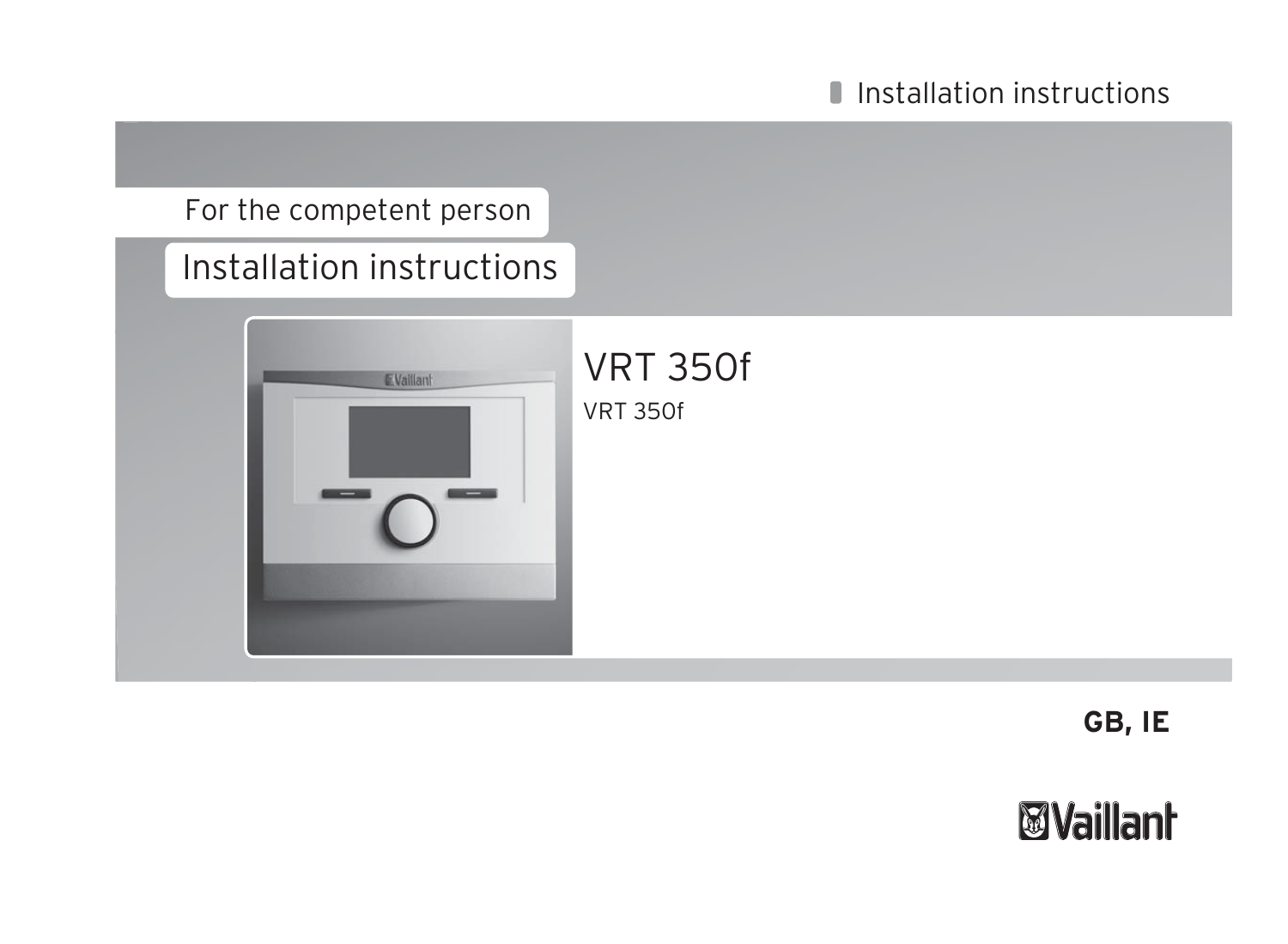Installation instructions

For the competent person

# Installation instructions

## VRT 350f

VRT 350f

**GB, IE**

Vaillant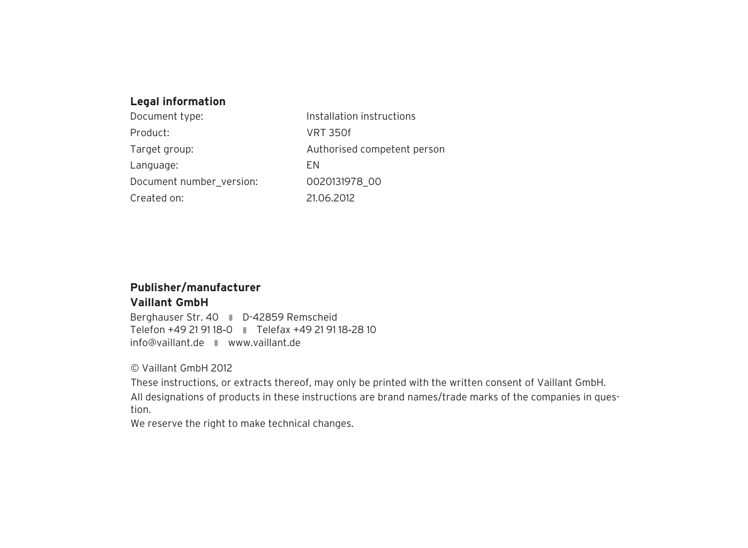## Legal information

| | |
|---|---|
| Document type: | Installation instructions |
| Product: | VRT 350f |
| Target group: | Authorised competent person |
| Language: | EN |
| Document number_version: | 0020131978_00 |
| Created on: | 21.06.2012 |

## Publisher/manufacturer

**Vaillant GmbH**

Berghauser Str. 40 ▮ D-42859 Remscheid
Telefon +49 21 91 18-0 ▮ Telefax +49 21 91 18-28 10
info@vaillant.de ▮ www.vaillant.de

© Vaillant GmbH 2012

These instructions, or extracts thereof, may only be printed with the written consent of Vaillant GmbH.

All designations of products in these instructions are brand names/trade marks of the companies in question.

We reserve the right to make technical changes.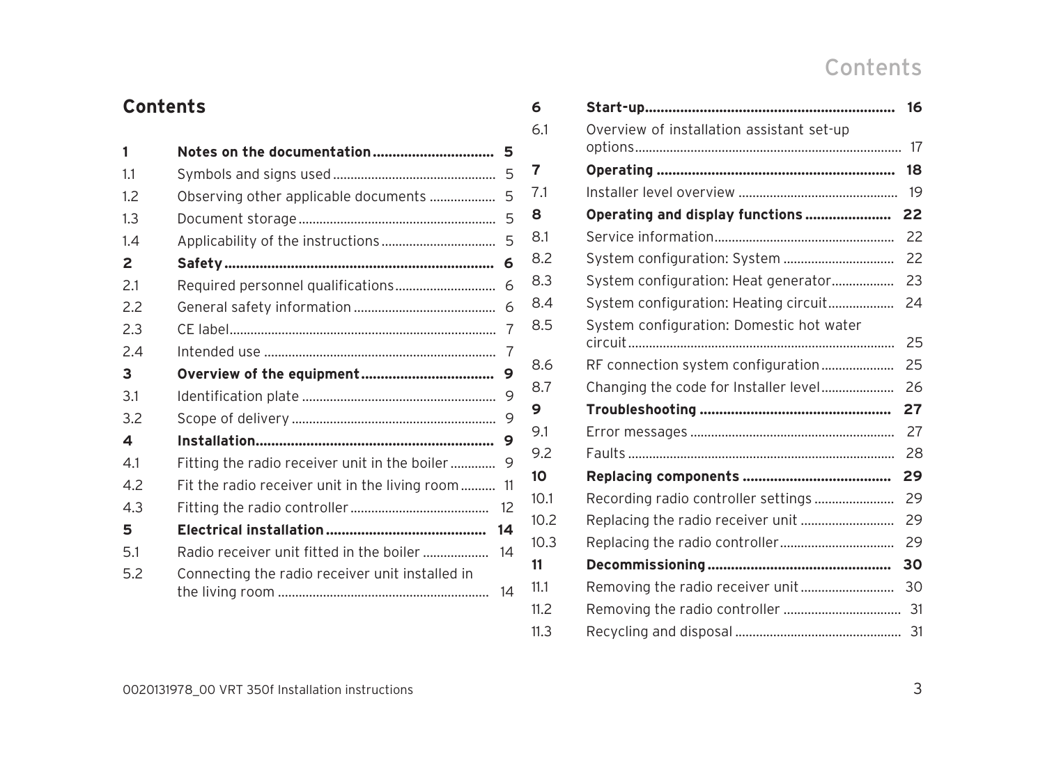# Contents

| | | |
|---|---|---|
| **1** | **Notes on the documentation** | **5** |
| 1.1 | Symbols and signs used | 5 |
| 1.2 | Observing other applicable documents | 5 |
| 1.3 | Document storage | 5 |
| 1.4 | Applicability of the instructions | 5 |
| **2** | **Safety** | **6** |
| 2.1 | Required personnel qualifications | 6 |
| 2.2 | General safety information | 6 |
| 2.3 | CE label | 7 |
| 2.4 | Intended use | 7 |
| **3** | **Overview of the equipment** | **9** |
| 3.1 | Identification plate | 9 |
| 3.2 | Scope of delivery | 9 |
| **4** | **Installation** | **9** |
| 4.1 | Fitting the radio receiver unit in the boiler | 9 |
| 4.2 | Fit the radio receiver unit in the living room | 11 |
| 4.3 | Fitting the radio controller | 12 |
| **5** | **Electrical installation** | **14** |
| 5.1 | Radio receiver unit fitted in the boiler | 14 |
| 5.2 | Connecting the radio receiver unit installed in the living room | 14 |
| **6** | **Start-up** | **16** |
| 6.1 | Overview of installation assistant set-up options | 17 |
| **7** | **Operating** | **18** |
| 7.1 | Installer level overview | 19 |
| **8** | **Operating and display functions** | **22** |
| 8.1 | Service information | 22 |
| 8.2 | System configuration: System | 22 |
| 8.3 | System configuration: Heat generator | 23 |
| 8.4 | System configuration: Heating circuit | 24 |
| 8.5 | System configuration: Domestic hot water circuit | 25 |
| 8.6 | RF connection system configuration | 25 |
| 8.7 | Changing the code for Installer level | 26 |
| **9** | **Troubleshooting** | **27** |
| 9.1 | Error messages | 27 |
| 9.2 | Faults | 28 |
| **10** | **Replacing components** | **29** |
| 10.1 | Recording radio controller settings | 29 |
| 10.2 | Replacing the radio receiver unit | 29 |
| 10.3 | Replacing the radio controller | 29 |
| **11** | **Decommissioning** | **30** |
| 11.1 | Removing the radio receiver unit | 30 |
| 11.2 | Removing the radio controller | 31 |
| 11.3 | Recycling and disposal | 31 |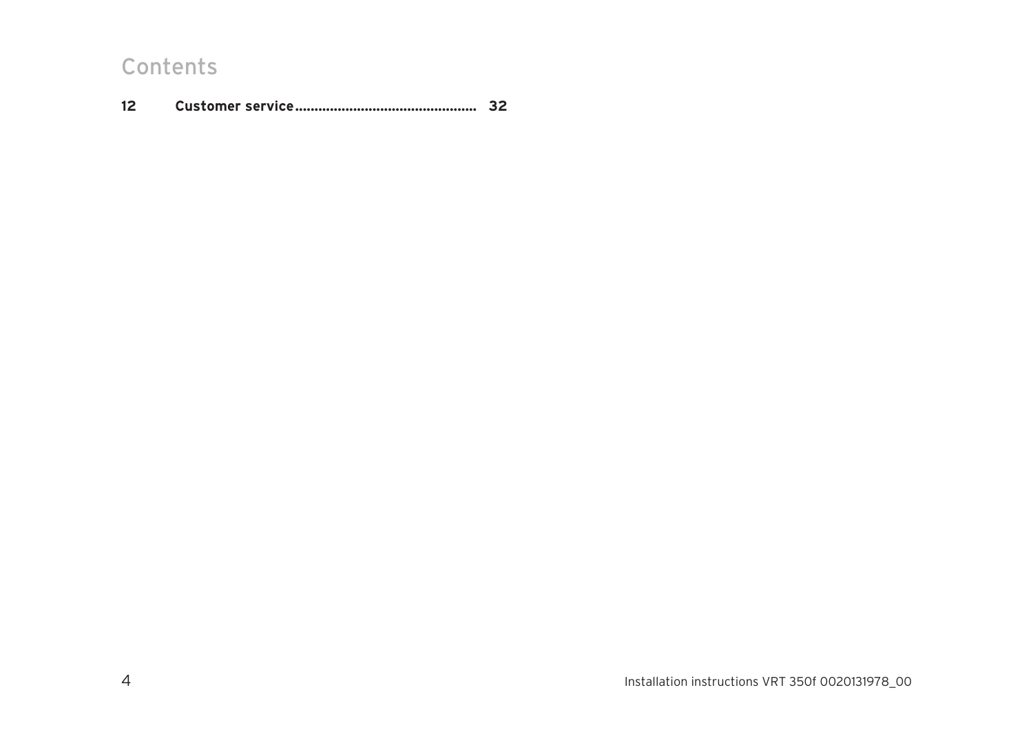# Contents

**12 Customer service .............................................. 32**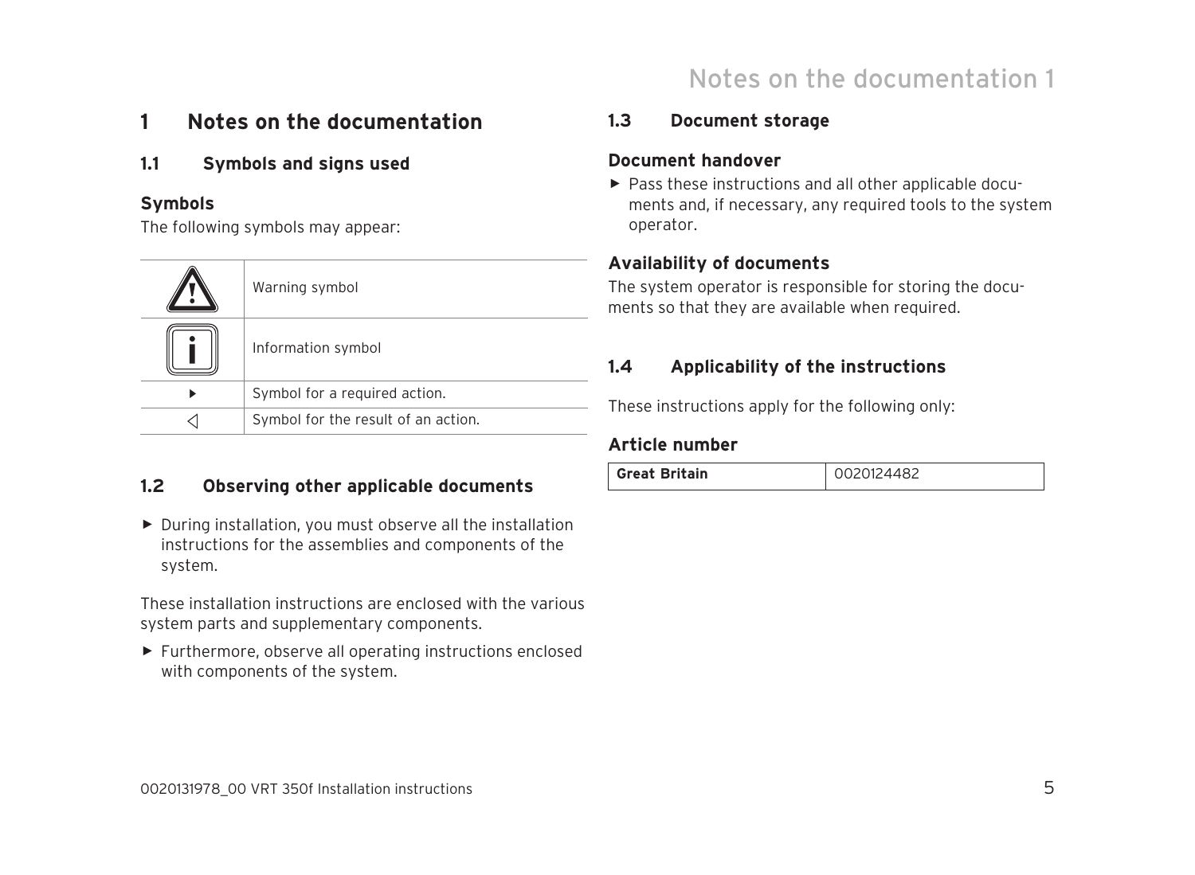# 1 Notes on the documentation

## 1.1 Symbols and signs used

### Symbols

The following symbols may appear:

| Symbol | Meaning |
|---|---|
| ⚠ | Warning symbol |
| ℹ | Information symbol |
| ► | Symbol for a required action. |
| ◁ | Symbol for the result of an action. |

## 1.2 Observing other applicable documents

► During installation, you must observe all the installation instructions for the assemblies and components of the system.

These installation instructions are enclosed with the various system parts and supplementary components.

► Furthermore, observe all operating instructions enclosed with components of the system.

## 1.3 Document storage

### Document handover

► Pass these instructions and all other applicable documents and, if necessary, any required tools to the system operator.

### Availability of documents

The system operator is responsible for storing the documents so that they are available when required.

## 1.4 Applicability of the instructions

These instructions apply for the following only:

### Article number

| Great Britain | 0020124482 |
|---|---|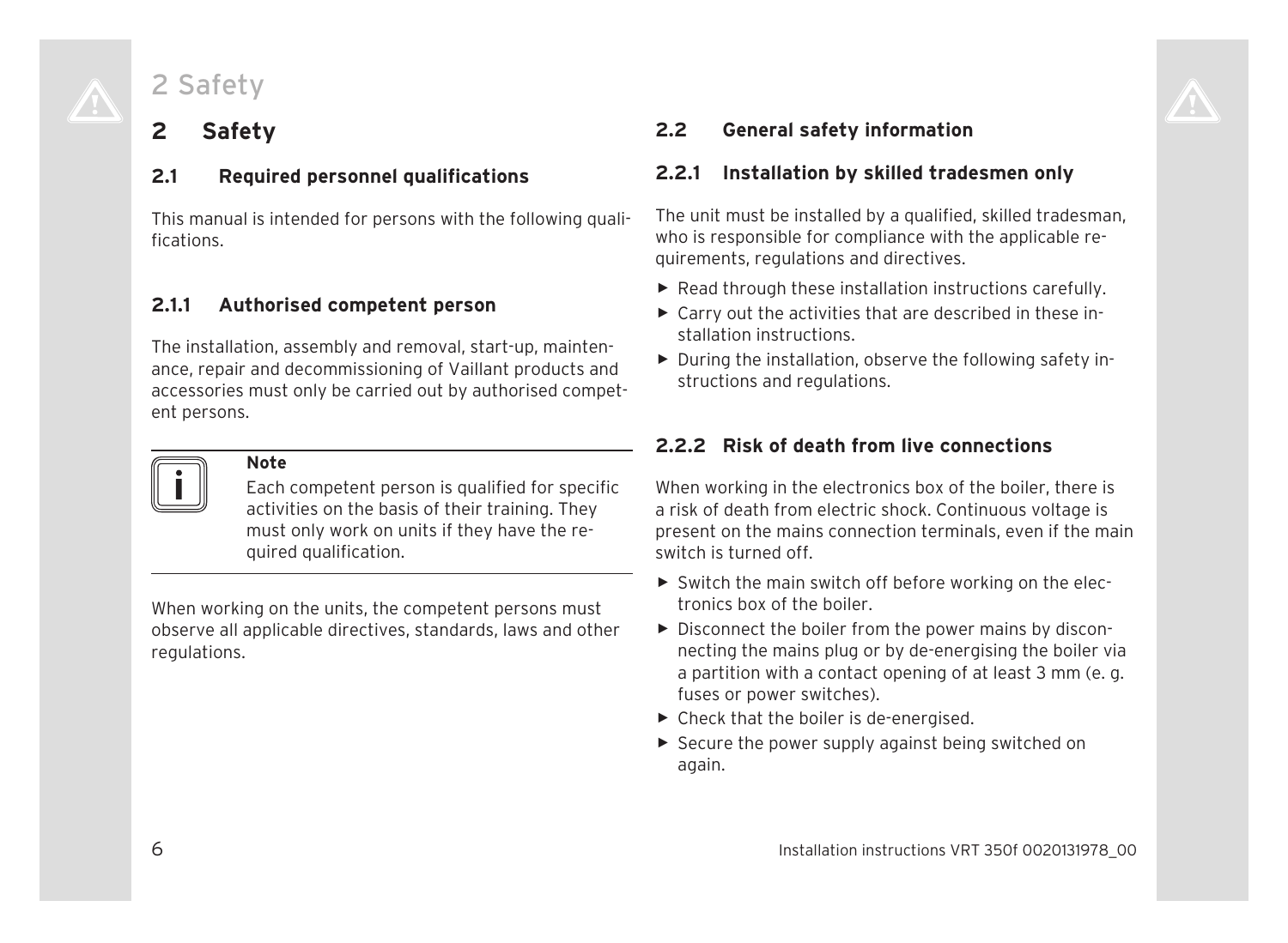# 2 Safety

## 2.1 Required personnel qualifications

This manual is intended for persons with the following qualifications.

### 2.1.1 Authorised competent person

The installation, assembly and removal, start-up, maintenance, repair and decommissioning of Vaillant products and accessories must only be carried out by authorised competent persons.

> **Note**
>
> Each competent person is qualified for specific activities on the basis of their training. They must only work on units if they have the required qualification.

When working on the units, the competent persons must observe all applicable directives, standards, laws and other regulations.

## 2.2 General safety information

### 2.2.1 Installation by skilled tradesmen only

The unit must be installed by a qualified, skilled tradesman, who is responsible for compliance with the applicable requirements, regulations and directives.

- ▶ Read through these installation instructions carefully.
- ▶ Carry out the activities that are described in these installation instructions.
- ▶ During the installation, observe the following safety instructions and regulations.

### 2.2.2 Risk of death from live connections

When working in the electronics box of the boiler, there is a risk of death from electric shock. Continuous voltage is present on the mains connection terminals, even if the main switch is turned off.

- ▶ Switch the main switch off before working on the electronics box of the boiler.
- ▶ Disconnect the boiler from the power mains by disconnecting the mains plug or by de-energising the boiler via a partition with a contact opening of at least 3 mm (e. g. fuses or power switches).
- ▶ Check that the boiler is de-energised.
- ▶ Secure the power supply against being switched on again.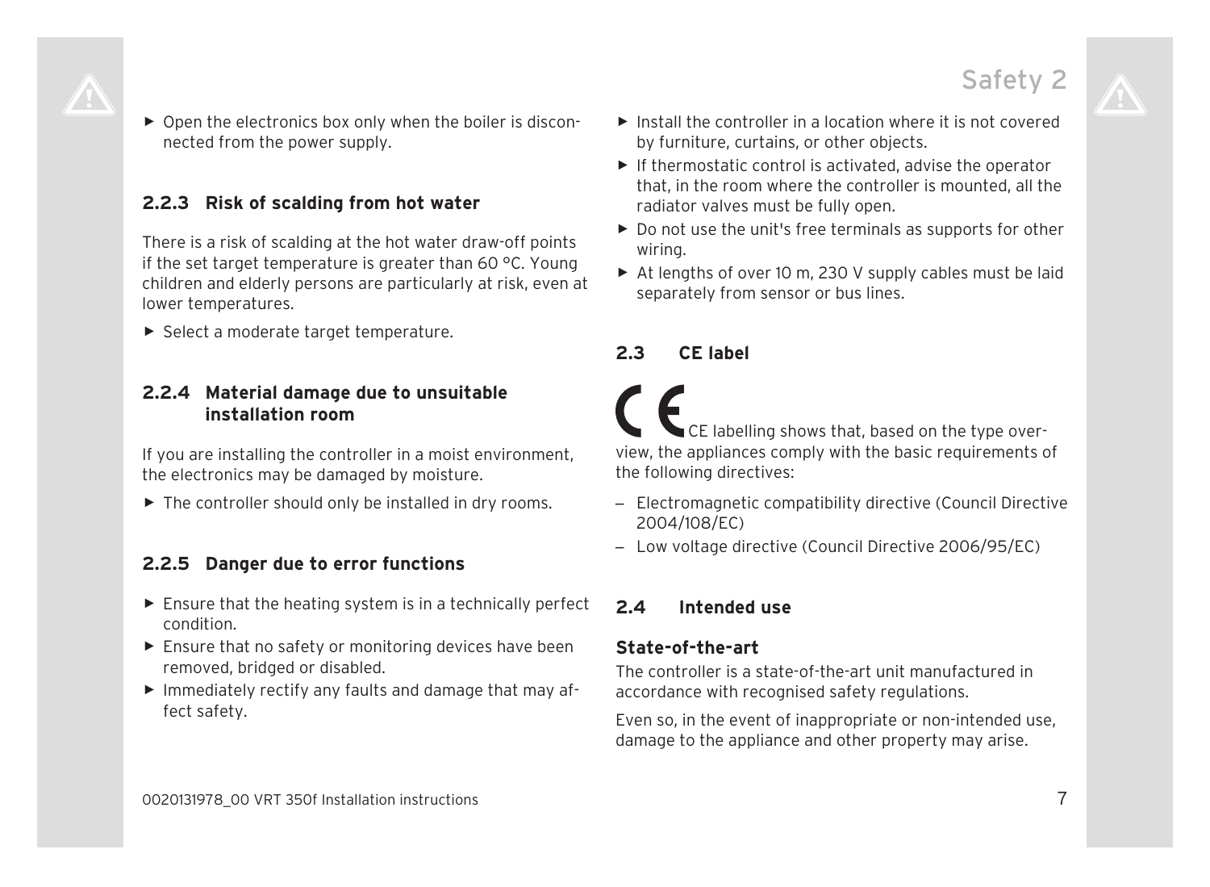- Open the electronics box only when the boiler is disconnected from the power supply.

### 2.2.3 Risk of scalding from hot water

There is a risk of scalding at the hot water draw-off points if the set target temperature is greater than 60 °C. Young children and elderly persons are particularly at risk, even at lower temperatures.

- Select a moderate target temperature.

### 2.2.4 Material damage due to unsuitable installation room

If you are installing the controller in a moist environment, the electronics may be damaged by moisture.

- The controller should only be installed in dry rooms.

### 2.2.5 Danger due to error functions

- Ensure that the heating system is in a technically perfect condition.
- Ensure that no safety or monitoring devices have been removed, bridged or disabled.
- Immediately rectify any faults and damage that may affect safety.
- Install the controller in a location where it is not covered by furniture, curtains, or other objects.
- If thermostatic control is activated, advise the operator that, in the room where the controller is mounted, all the radiator valves must be fully open.
- Do not use the unit's free terminals as supports for other wiring.
- At lengths of over 10 m, 230 V supply cables must be laid separately from sensor or bus lines.

## 2.3 CE label

CE labelling shows that, based on the type overview, the appliances comply with the basic requirements of the following directives:

– Electromagnetic compatibility directive (Council Directive 2004/108/EC)
– Low voltage directive (Council Directive 2006/95/EC)

## 2.4 Intended use

**State-of-the-art**

The controller is a state-of-the-art unit manufactured in accordance with recognised safety regulations.

Even so, in the event of inappropriate or non-intended use, damage to the appliance and other property may arise.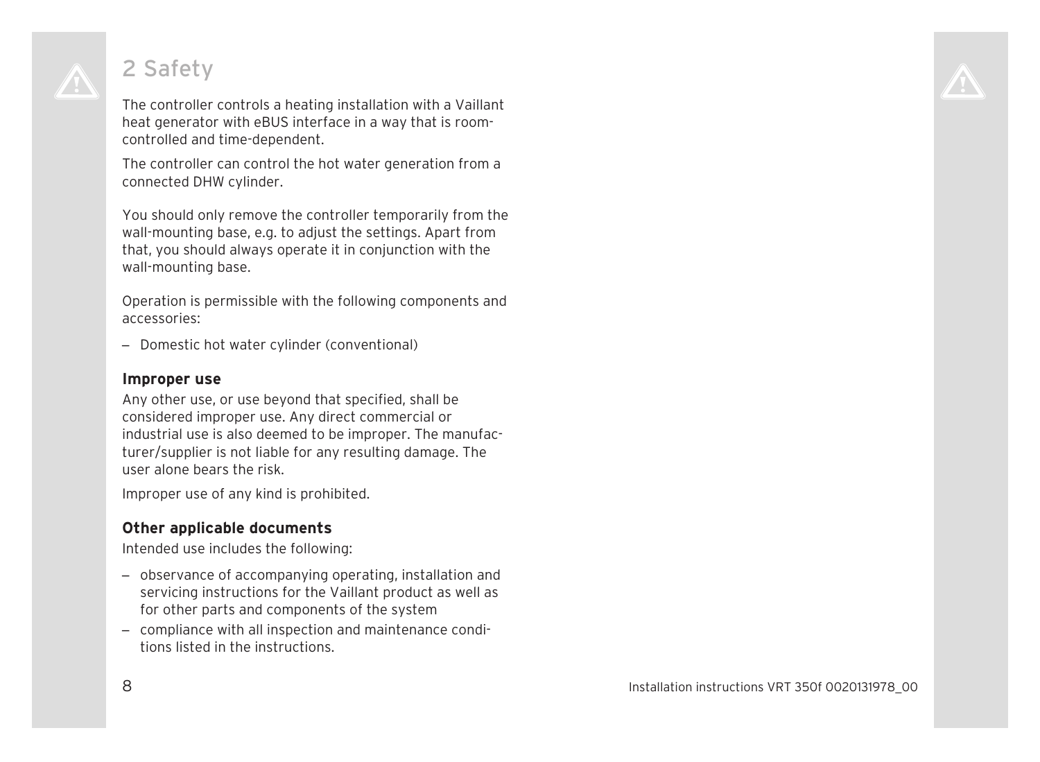# 2 Safety

The controller controls a heating installation with a Vaillant heat generator with eBUS interface in a way that is room-controlled and time-dependent.

The controller can control the hot water generation from a connected DHW cylinder.

You should only remove the controller temporarily from the wall-mounting base, e.g. to adjust the settings. Apart from that, you should always operate it in conjunction with the wall-mounting base.

Operation is permissible with the following components and accessories:

– Domestic hot water cylinder (conventional)

### Improper use

Any other use, or use beyond that specified, shall be considered improper use. Any direct commercial or industrial use is also deemed to be improper. The manufacturer/supplier is not liable for any resulting damage. The user alone bears the risk.

Improper use of any kind is prohibited.

### Other applicable documents

Intended use includes the following:

– observance of accompanying operating, installation and servicing instructions for the Vaillant product as well as for other parts and components of the system
– compliance with all inspection and maintenance conditions listed in the instructions.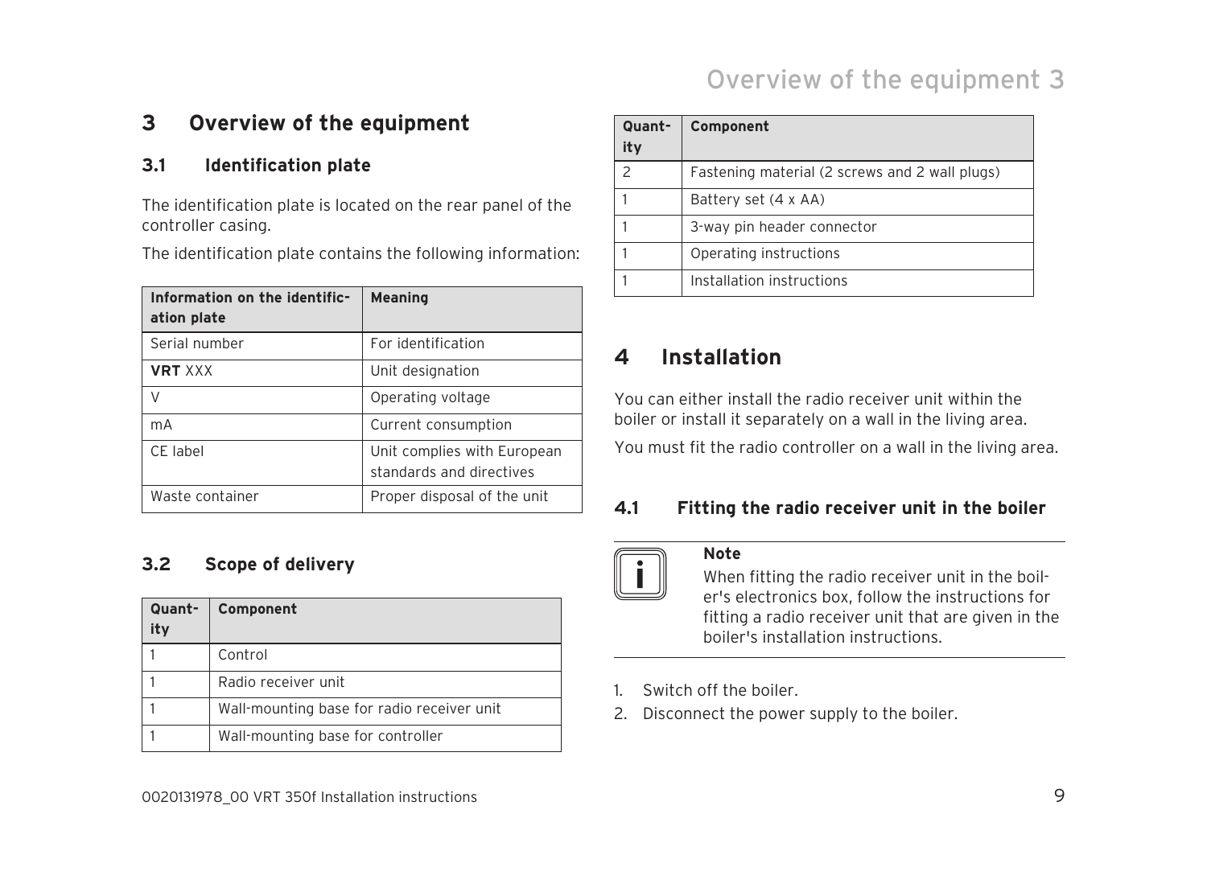# 3 Overview of the equipment

## 3.1 Identification plate

The identification plate is located on the rear panel of the controller casing.

The identification plate contains the following information:

| Information on the identific-ation plate | Meaning |
|---|---|
| Serial number | For identification |
| **VRT** XXX | Unit designation |
| V | Operating voltage |
| mA | Current consumption |
| CE label | Unit complies with European standards and directives |
| Waste container | Proper disposal of the unit |

## 3.2 Scope of delivery

| Quant-ity | Component |
|---|---|
| 1 | Control |
| 1 | Radio receiver unit |
| 1 | Wall-mounting base for radio receiver unit |
| 1 | Wall-mounting base for controller |
| 2 | Fastening material (2 screws and 2 wall plugs) |
| 1 | Battery set (4 x AA) |
| 1 | 3-way pin header connector |
| 1 | Operating instructions |
| 1 | Installation instructions |

# 4 Installation

You can either install the radio receiver unit within the boiler or install it separately on a wall in the living area.

You must fit the radio controller on a wall in the living area.

## 4.1 Fitting the radio receiver unit in the boiler

**Note**
When fitting the radio receiver unit in the boiler's electronics box, follow the instructions for fitting a radio receiver unit that are given in the boiler's installation instructions.

1. Switch off the boiler.
2. Disconnect the power supply to the boiler.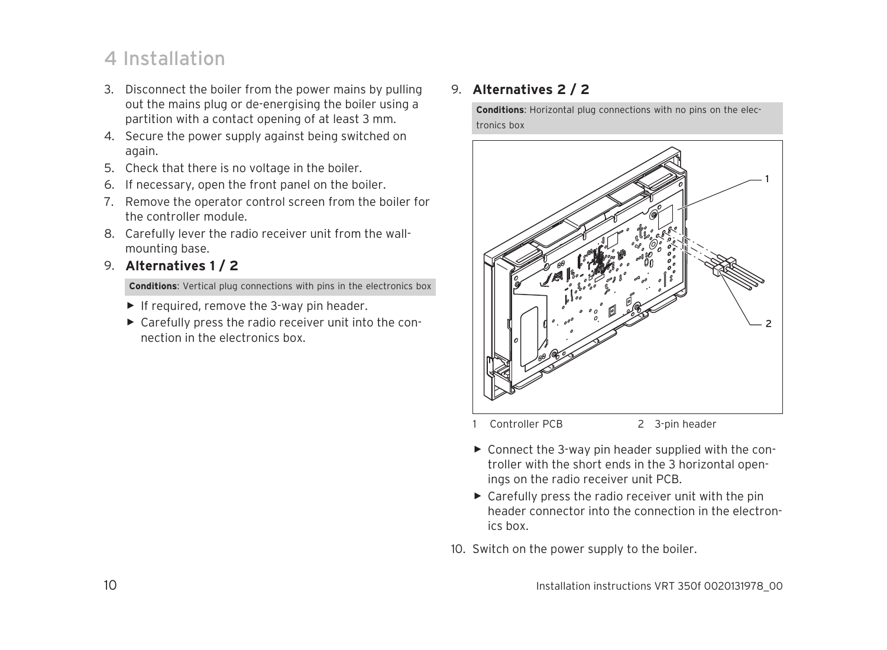# 4 Installation

3. Disconnect the boiler from the power mains by pulling out the mains plug or de-energising the boiler using a partition with a contact opening of at least 3 mm.
4. Secure the power supply against being switched on again.
5. Check that there is no voltage in the boiler.
6. If necessary, open the front panel on the boiler.
7. Remove the operator control screen from the boiler for the controller module.
8. Carefully lever the radio receiver unit from the wall-mounting base.
9. **Alternatives 1 / 2**

   **Conditions**: Vertical plug connections with pins in the electronics box

   - ▶ If required, remove the 3-way pin header.
   - ▶ Carefully press the radio receiver unit into the connection in the electronics box.

9. **Alternatives 2 / 2**

   **Conditions**: Horizontal plug connections with no pins on the electronics box

   1 Controller PCB 2 3-pin header

   - ▶ Connect the 3-way pin header supplied with the controller with the short ends in the 3 horizontal openings on the radio receiver unit PCB.
   - ▶ Carefully press the radio receiver unit with the pin header connector into the connection in the electronics box.

10. Switch on the power supply to the boiler.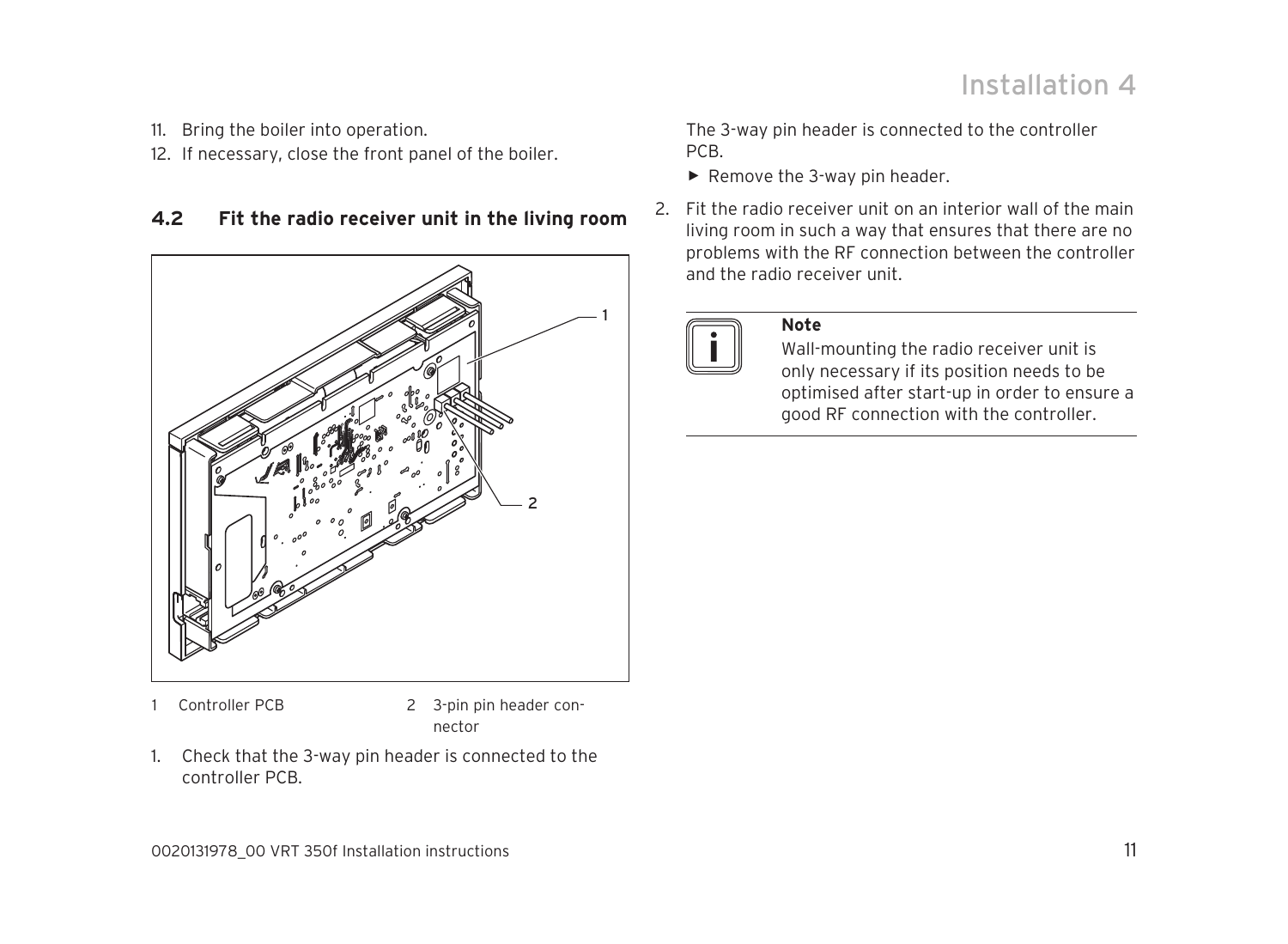11. Bring the boiler into operation.
12. If necessary, close the front panel of the boiler.

## 4.2 Fit the radio receiver unit in the living room

1 Controller PCB

2 3-pin pin header connector

1. Check that the 3-way pin header is connected to the controller PCB.

The 3-way pin header is connected to the controller PCB.

- ► Remove the 3-way pin header.

2. Fit the radio receiver unit on an interior wall of the main living room in such a way that ensures that there are no problems with the RF connection between the controller and the radio receiver unit.

**Note**

Wall-mounting the radio receiver unit is only necessary if its position needs to be optimised after start-up in order to ensure a good RF connection with the controller.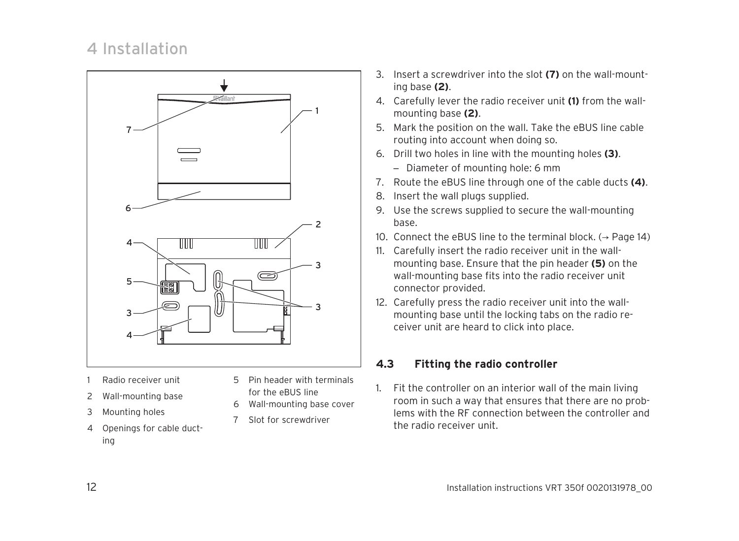1 Radio receiver unit
2 Wall-mounting base
3 Mounting holes
4 Openings for cable ducting
5 Pin header with terminals for the eBUS line
6 Wall-mounting base cover
7 Slot for screwdriver

3. Insert a screwdriver into the slot **(7)** on the wall-mounting base **(2)**.
4. Carefully lever the radio receiver unit **(1)** from the wall-mounting base **(2)**.
5. Mark the position on the wall. Take the eBUS line cable routing into account when doing so.
6. Drill two holes in line with the mounting holes **(3)**.
   – Diameter of mounting hole: 6 mm
7. Route the eBUS line through one of the cable ducts **(4)**.
8. Insert the wall plugs supplied.
9. Use the screws supplied to secure the wall-mounting base.
10. Connect the eBUS line to the terminal block. (→ Page 14)
11. Carefully insert the radio receiver unit in the wall-mounting base. Ensure that the pin header **(5)** on the wall-mounting base fits into the radio receiver unit connector provided.
12. Carefully press the radio receiver unit into the wall-mounting base until the locking tabs on the radio receiver unit are heard to click into place.

### 4.3 Fitting the radio controller

1. Fit the controller on an interior wall of the main living room in such a way that ensures that there are no problems with the RF connection between the controller and the radio receiver unit.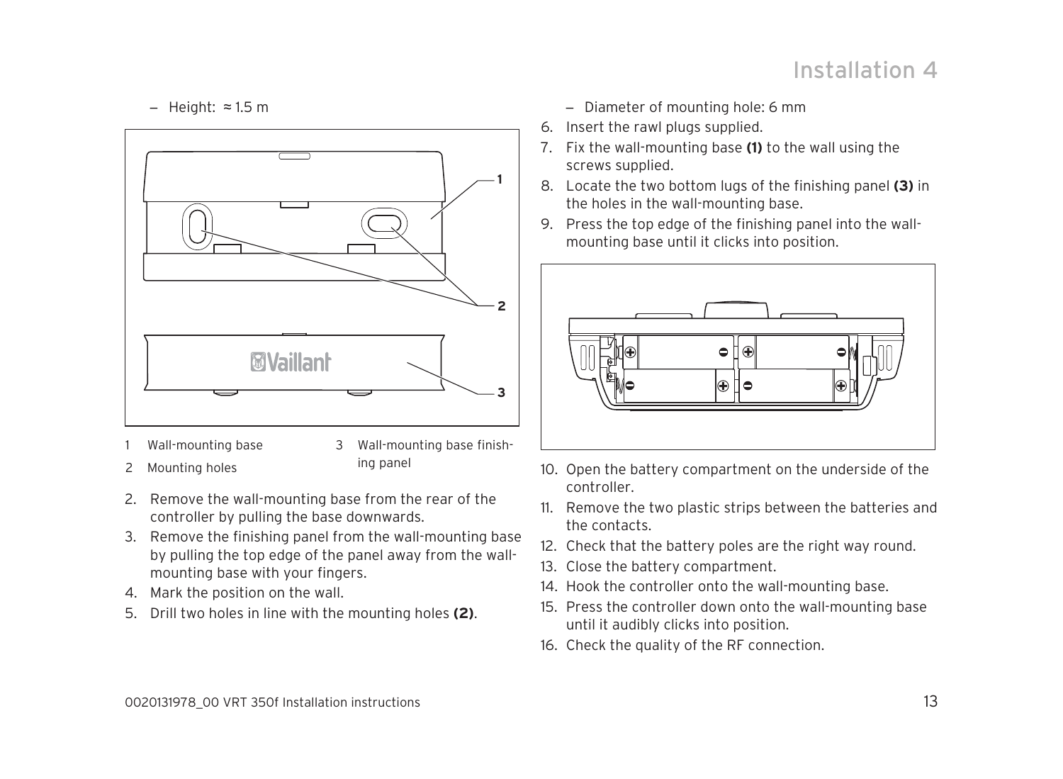– Height: ≈ 1.5 m

1 Wall-mounting base
2 Mounting holes
3 Wall-mounting base finishing panel

2. Remove the wall-mounting base from the rear of the controller by pulling the base downwards.
3. Remove the finishing panel from the wall-mounting base by pulling the top edge of the panel away from the wall-mounting base with your fingers.
4. Mark the position on the wall.
5. Drill two holes in line with the mounting holes **(2)**.
   – Diameter of mounting hole: 6 mm
6. Insert the rawl plugs supplied.
7. Fix the wall-mounting base **(1)** to the wall using the screws supplied.
8. Locate the two bottom lugs of the finishing panel **(3)** in the holes in the wall-mounting base.
9. Press the top edge of the finishing panel into the wall-mounting base until it clicks into position.
10. Open the battery compartment on the underside of the controller.
11. Remove the two plastic strips between the batteries and the contacts.
12. Check that the battery poles are the right way round.
13. Close the battery compartment.
14. Hook the controller onto the wall-mounting base.
15. Press the controller down onto the wall-mounting base until it audibly clicks into position.
16. Check the quality of the RF connection.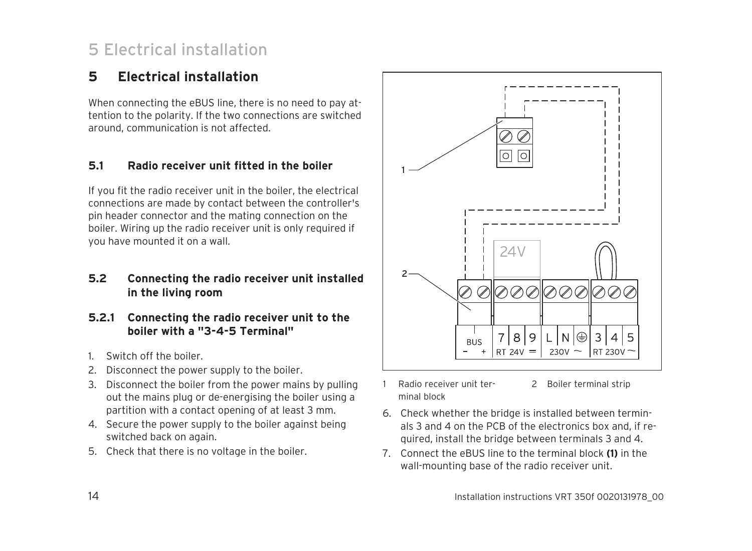# 5 Electrical installation

When connecting the eBUS line, there is no need to pay attention to the polarity. If the two connections are switched around, communication is not affected.

## 5.1 Radio receiver unit fitted in the boiler

If you fit the radio receiver unit in the boiler, the electrical connections are made by contact between the controller's pin header connector and the mating connection on the boiler. Wiring up the radio receiver unit is only required if you have mounted it on a wall.

## 5.2 Connecting the radio receiver unit installed in the living room

### 5.2.1 Connecting the radio receiver unit to the boiler with a "3-4-5 Terminal"

1. Switch off the boiler.
2. Disconnect the power supply to the boiler.
3. Disconnect the boiler from the power mains by pulling out the mains plug or de-energising the boiler using a partition with a contact opening of at least 3 mm.
4. Secure the power supply to the boiler against being switched back on again.
5. Check that there is no voltage in the boiler.

1 Radio receiver unit terminal block 2 Boiler terminal strip

6. Check whether the bridge is installed between terminals 3 and 4 on the PCB of the electronics box and, if required, install the bridge between terminals 3 and 4.
7. Connect the eBUS line to the terminal block **(1)** in the wall-mounting base of the radio receiver unit.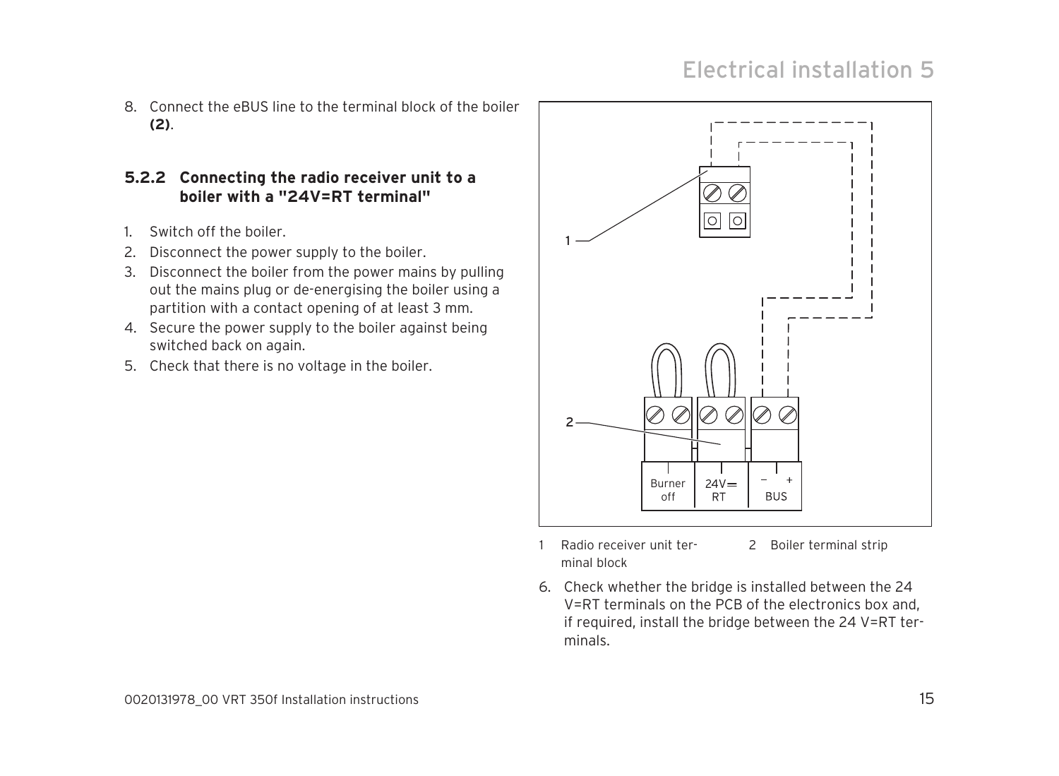8. Connect the eBUS line to the terminal block of the boiler **(2)**.

### 5.2.2 Connecting the radio receiver unit to a boiler with a "24V=RT terminal"

1. Switch off the boiler.
2. Disconnect the power supply to the boiler.
3. Disconnect the boiler from the power mains by pulling out the mains plug or de-energising the boiler using a partition with a contact opening of at least 3 mm.
4. Secure the power supply to the boiler against being switched back on again.
5. Check that there is no voltage in the boiler.

1 Radio receiver unit terminal block
2 Boiler terminal strip

6. Check whether the bridge is installed between the 24 V=RT terminals on the PCB of the electronics box and, if required, install the bridge between the 24 V=RT terminals.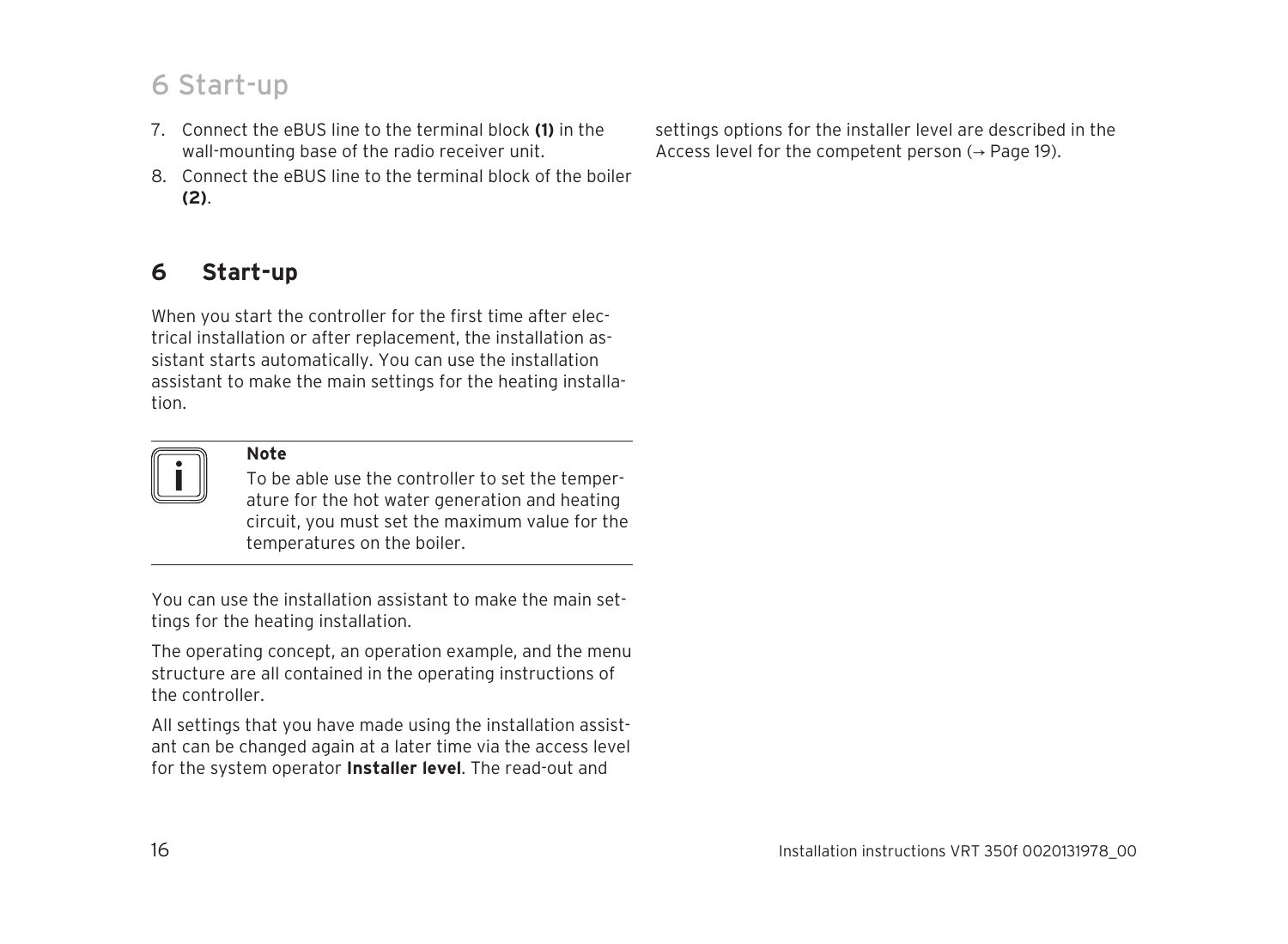7. Connect the eBUS line to the terminal block **(1)** in the wall-mounting base of the radio receiver unit.
8. Connect the eBUS line to the terminal block of the boiler **(2)**.

# 6 Start-up

When you start the controller for the first time after electrical installation or after replacement, the installation assistant starts automatically. You can use the installation assistant to make the main settings for the heating installation.

> **Note**
> To be able use the controller to set the temperature for the hot water generation and heating circuit, you must set the maximum value for the temperatures on the boiler.

You can use the installation assistant to make the main settings for the heating installation.

The operating concept, an operation example, and the menu structure are all contained in the operating instructions of the controller.

All settings that you have made using the installation assistant can be changed again at a later time via the access level for the system operator **Installer level**. The read-out and settings options for the installer level are described in the Access level for the competent person (→ Page 19).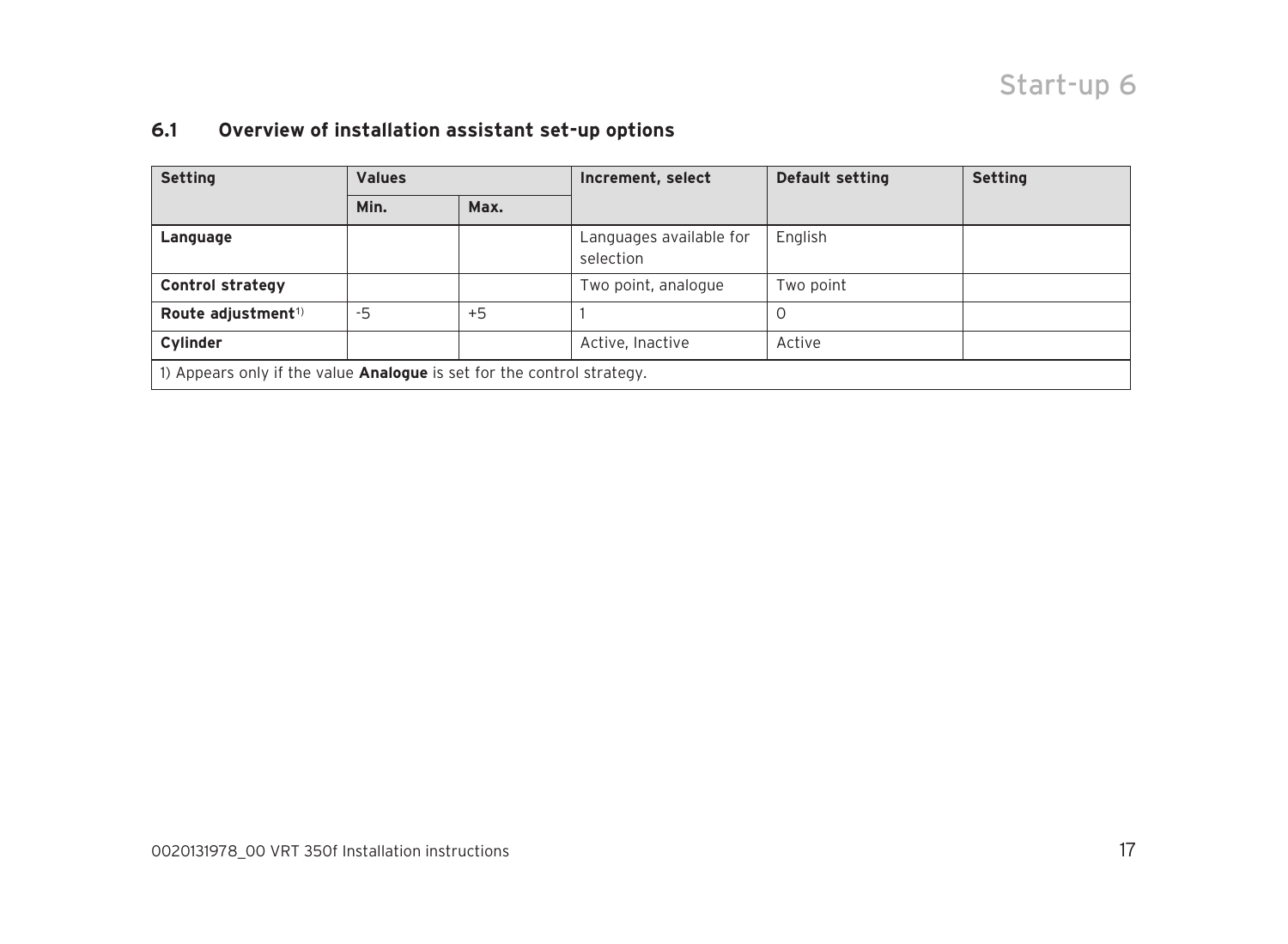## 6.1 Overview of installation assistant set-up options

| Setting | Values | | Increment, select | Default setting | Setting |
|---|---|---|---|---|---|
| | Min. | Max. | | | |
| **Language** | | | Languages available for selection | English | |
| **Control strategy** | | | Two point, analogue | Two point | |
| **Route adjustment**[1] | -5 | +5 | 1 | 0 | |
| **Cylinder** | | | Active, Inactive | Active | |

1) Appears only if the value **Analogue** is set for the control strategy.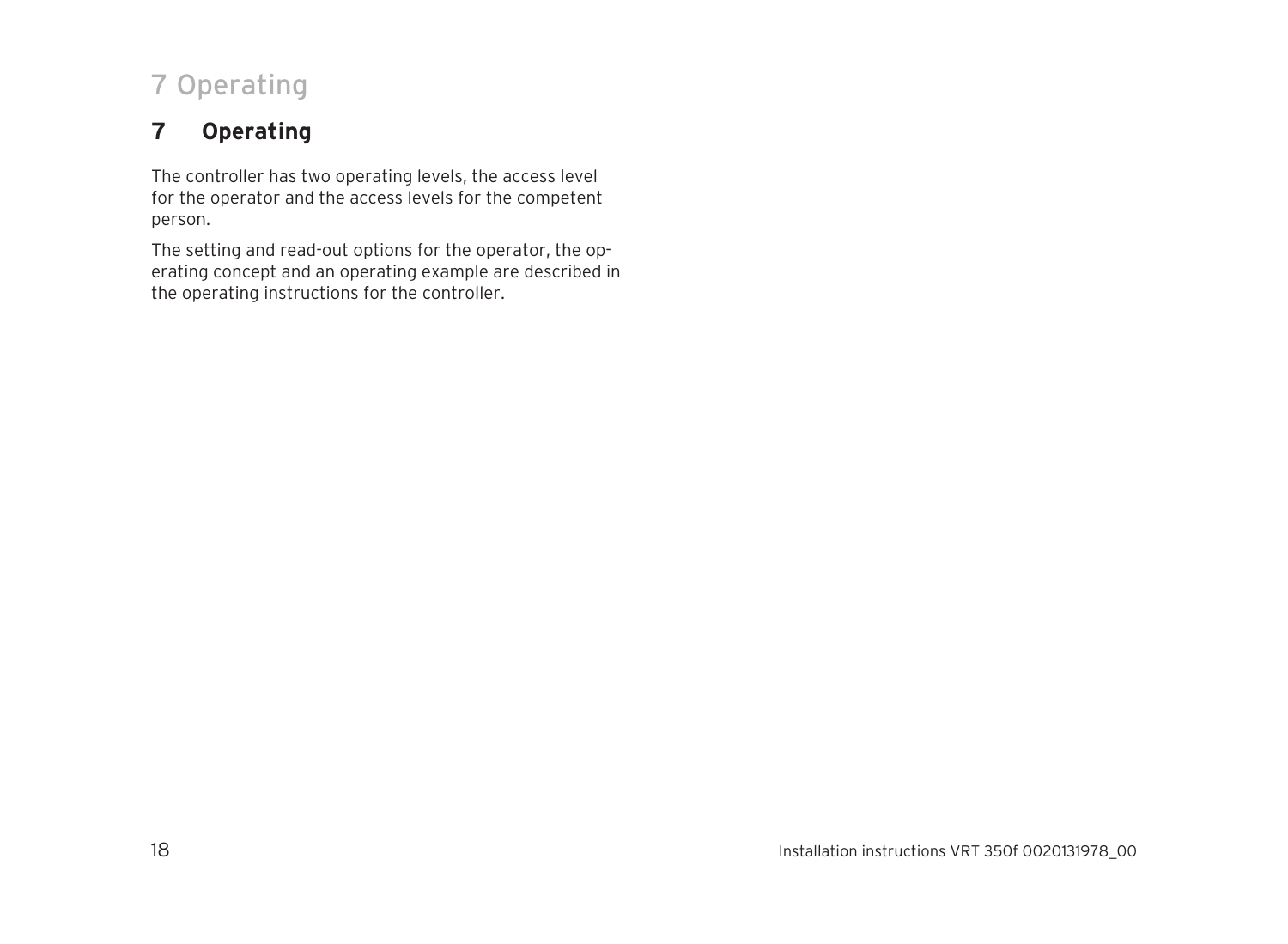# 7 Operating

The controller has two operating levels, the access level for the operator and the access levels for the competent person.

The setting and read-out options for the operator, the operating concept and an operating example are described in the operating instructions for the controller.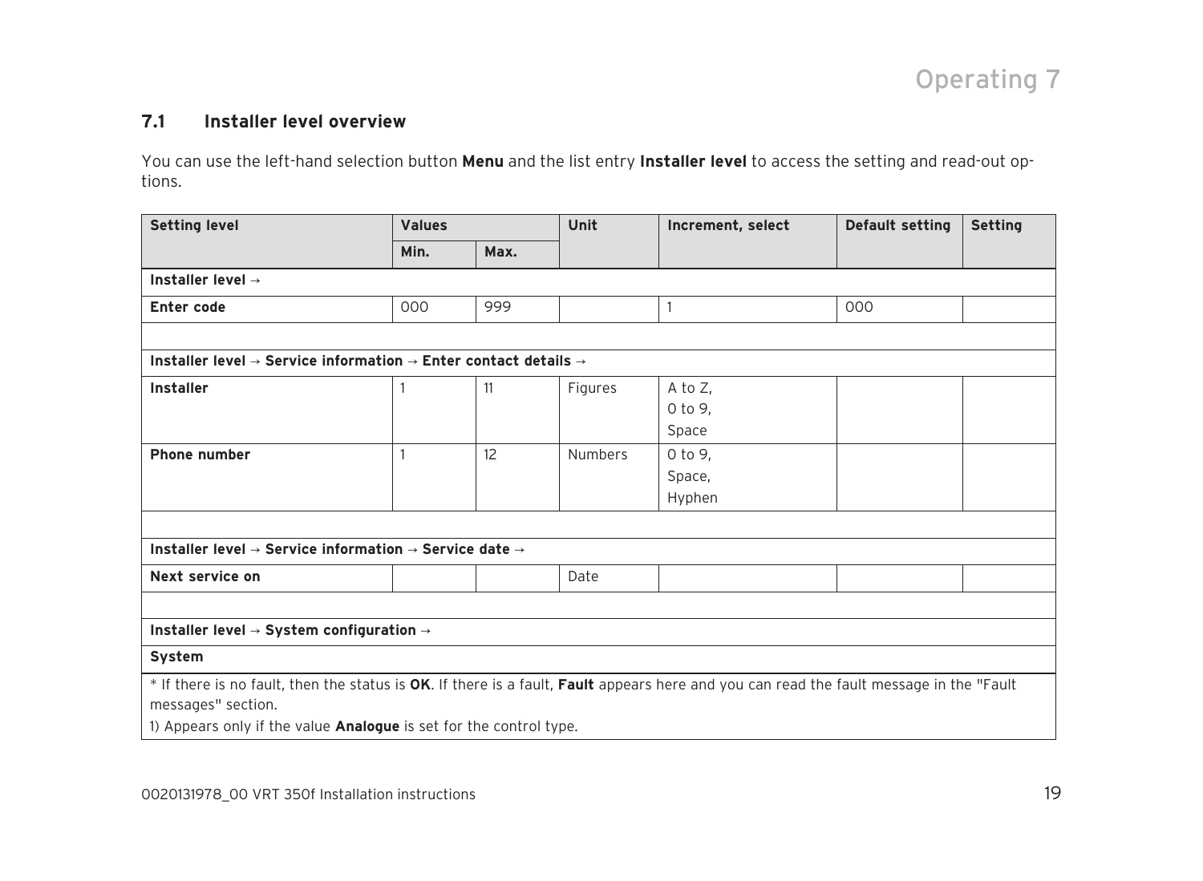## 7.1 Installer level overview

You can use the left-hand selection button **Menu** and the list entry **Installer level** to access the setting and read-out options.

| Setting level | Values | | Unit | Increment, select | Default setting | Setting |
|---|---|---|---|---|---|---|
| | Min. | Max. | | | | |
| **Installer level →** | | | | | | |
| **Enter code** | 000 | 999 | | 1 | 000 | |
| | | | | | | |
| **Installer level → Service information → Enter contact details →** | | | | | | |
| **Installer** | 1 | 11 | Figures | A to Z,<br>0 to 9,<br>Space | | |
| **Phone number** | 1 | 12 | Numbers | 0 to 9,<br>Space,<br>Hyphen | | |
| | | | | | | |
| **Installer level → Service information → Service date →** | | | | | | |
| **Next service on** | | | Date | | | |
| | | | | | | |
| **Installer level → System configuration →** | | | | | | |
| **System** | | | | | | |

* If there is no fault, then the status is **OK**. If there is a fault, **Fault** appears here and you can read the fault message in the "Fault messages" section.

1) Appears only if the value **Analogue** is set for the control type.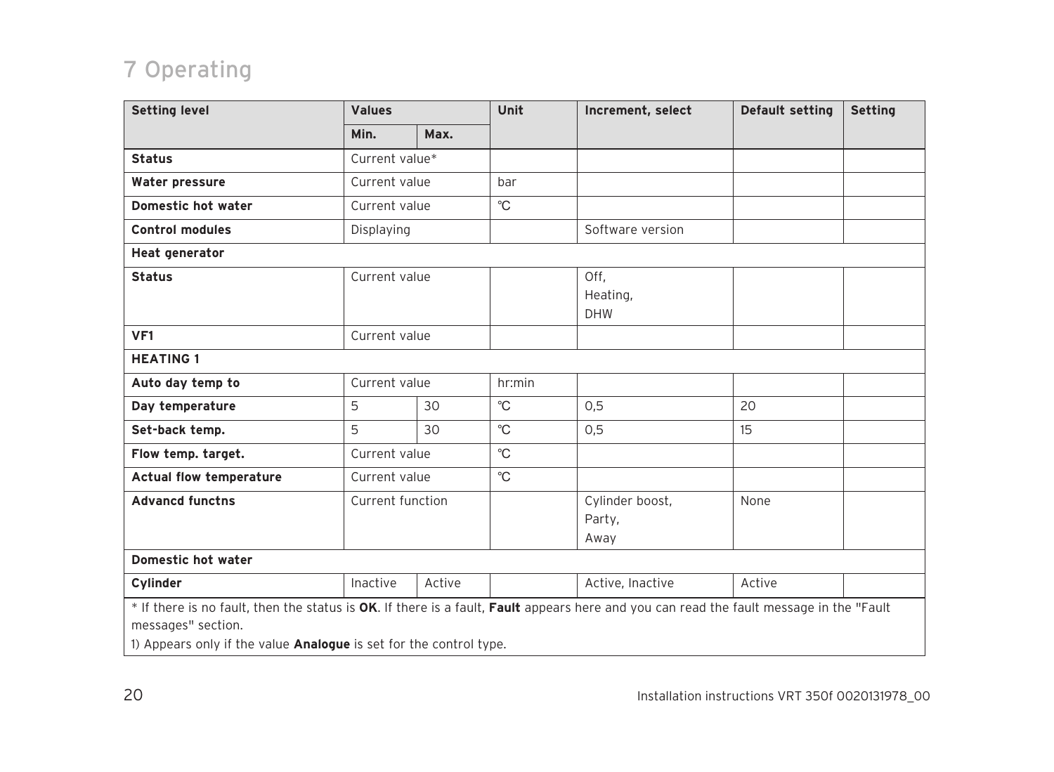# 7 Operating

| Setting level | Values | | Unit | Increment, select | Default setting | Setting |
|---|---|---|---|---|---|---|
| | Min. | Max. | | | | |
| **Status** | Current value* | | | | | |
| **Water pressure** | Current value | | bar | | | |
| **Domestic hot water** | Current value | | °C | | | |
| **Control modules** | Displaying | | | Software version | | |
| **Heat generator** | | | | | | |
| **Status** | Current value | | | Off,<br>Heating,<br>DHW | | |
| **VF1** | Current value | | | | | |
| **HEATING 1** | | | | | | |
| **Auto day temp to** | Current value | | hr:min | | | |
| **Day temperature** | 5 | 30 | °C | 0,5 | 20 | |
| **Set-back temp.** | 5 | 30 | °C | 0,5 | 15 | |
| **Flow temp. target.** | Current value | | °C | | | |
| **Actual flow temperature** | Current value | | °C | | | |
| **Advancd functns** | Current function | | | Cylinder boost,<br>Party,<br>Away | None | |
| **Domestic hot water** | | | | | | |
| **Cylinder** | Inactive | Active | | Active, Inactive | Active | |

* If there is no fault, then the status is **OK**. If there is a fault, **Fault** appears here and you can read the fault message in the "Fault messages" section.

1) Appears only if the value **Analogue** is set for the control type.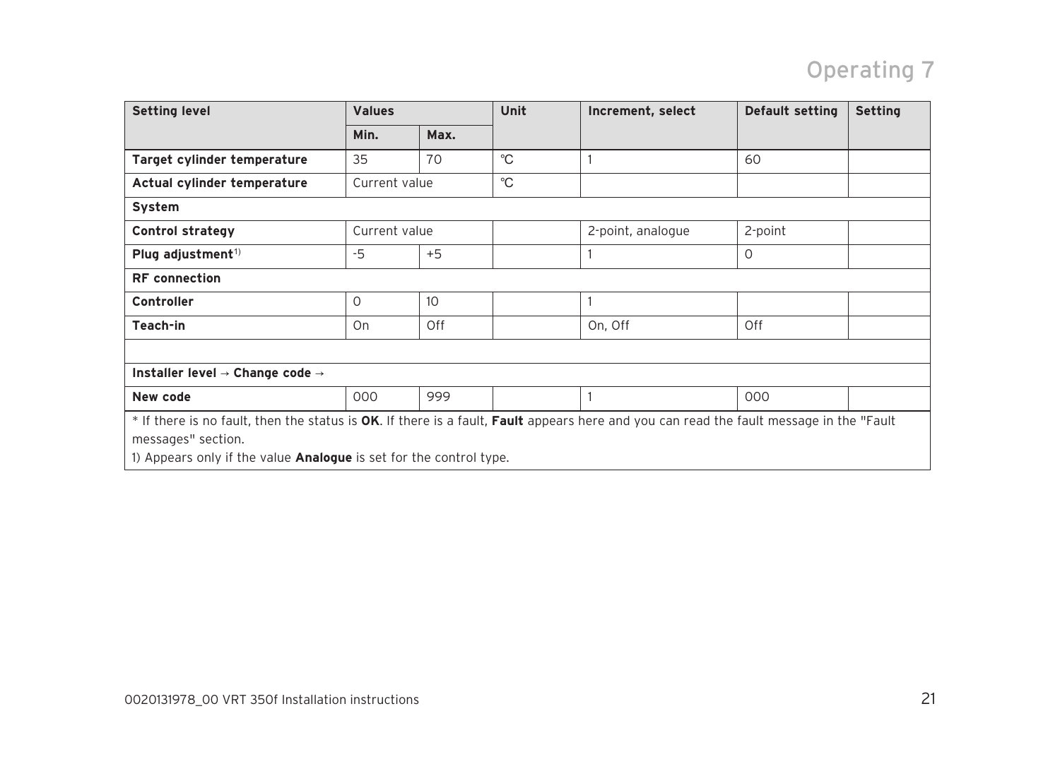| Setting level | Values | | Unit | Increment, select | Default setting | Setting |
|---|---|---|---|---|---|---|
| | Min. | Max. | | | | |
| **Target cylinder temperature** | 35 | 70 | °C | 1 | 60 | |
| **Actual cylinder temperature** | Current value | | °C | | | |
| **System** | | | | | | |
| **Control strategy** | Current value | | | 2-point, analogue | 2-point | |
| **Plug adjustment**[1)] | -5 | +5 | | 1 | 0 | |
| **RF connection** | | | | | | |
| **Controller** | 0 | 10 | | 1 | | |
| **Teach-in** | On | Off | | On, Off | Off | |
| | | | | | | |
| **Installer level → Change code →** | | | | | | |
| **New code** | 000 | 999 | | 1 | 000 | |

* If there is no fault, then the status is **OK**. If there is a fault, **Fault** appears here and you can read the fault message in the "Fault messages" section.

1) Appears only if the value **Analogue** is set for the control type.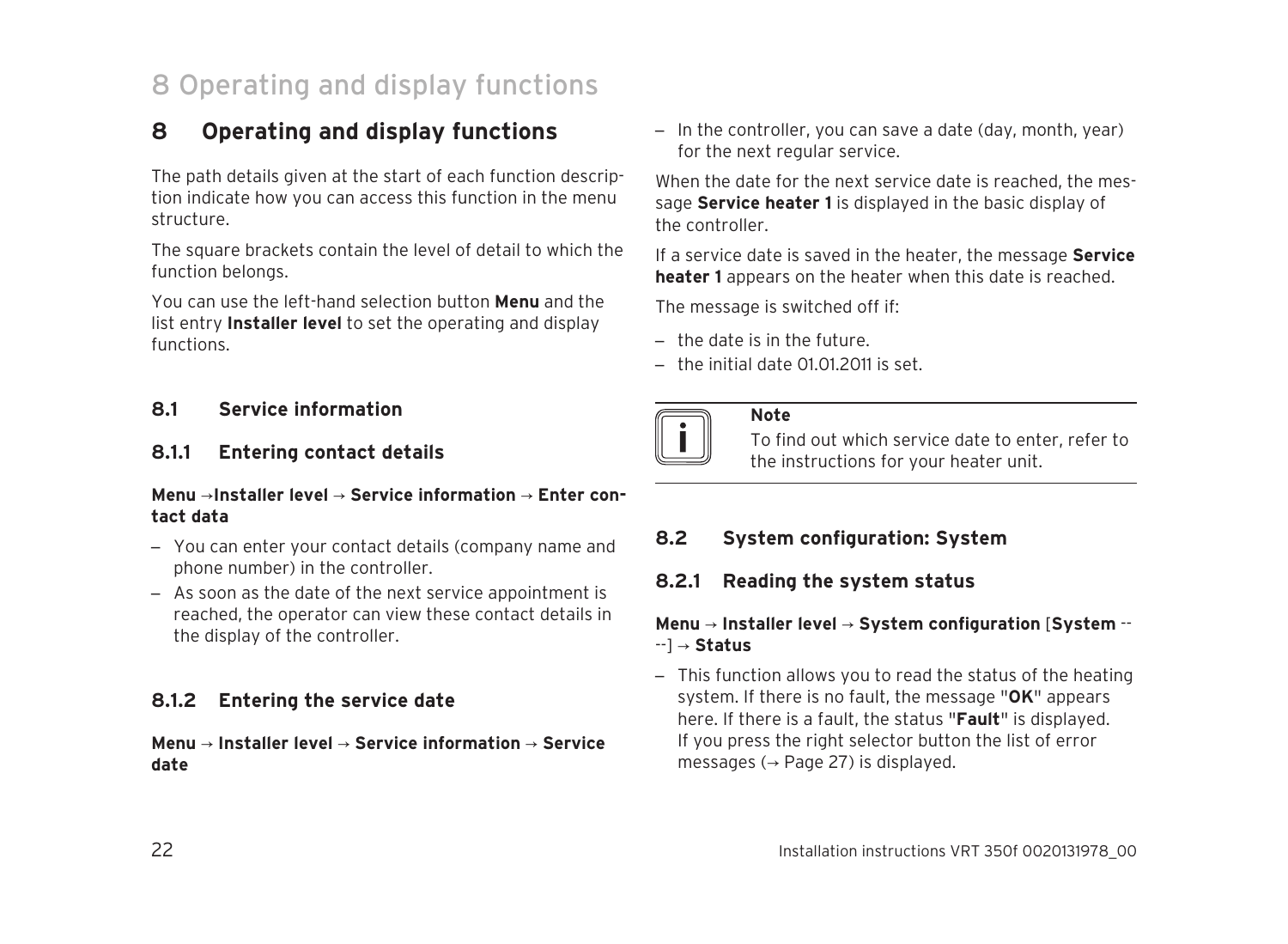# 8 Operating and display functions

The path details given at the start of each function description indicate how you can access this function in the menu structure.

The square brackets contain the level of detail to which the function belongs.

You can use the left-hand selection button **Menu** and the list entry **Installer level** to set the operating and display functions.

## 8.1 Service information

### 8.1.1 Entering contact details

**Menu →Installer level → Service information → Enter contact data**

– You can enter your contact details (company name and phone number) in the controller.
– As soon as the date of the next service appointment is reached, the operator can view these contact details in the display of the controller.

### 8.1.2 Entering the service date

**Menu → Installer level → Service information → Service date**

– In the controller, you can save a date (day, month, year) for the next regular service.

When the date for the next service date is reached, the message **Service heater 1** is displayed in the basic display of the controller.

If a service date is saved in the heater, the message **Service heater 1** appears on the heater when this date is reached.

The message is switched off if:

– the date is in the future.
– the initial date 01.01.2011 is set.

**Note**

To find out which service date to enter, refer to the instructions for your heater unit.

## 8.2 System configuration: System

### 8.2.1 Reading the system status

**Menu → Installer level → System configuration** [**System** ----] **→ Status**

– This function allows you to read the status of the heating system. If there is no fault, the message "**OK**" appears here. If there is a fault, the status "**Fault**" is displayed. If you press the right selector button the list of error messages (→ Page 27) is displayed.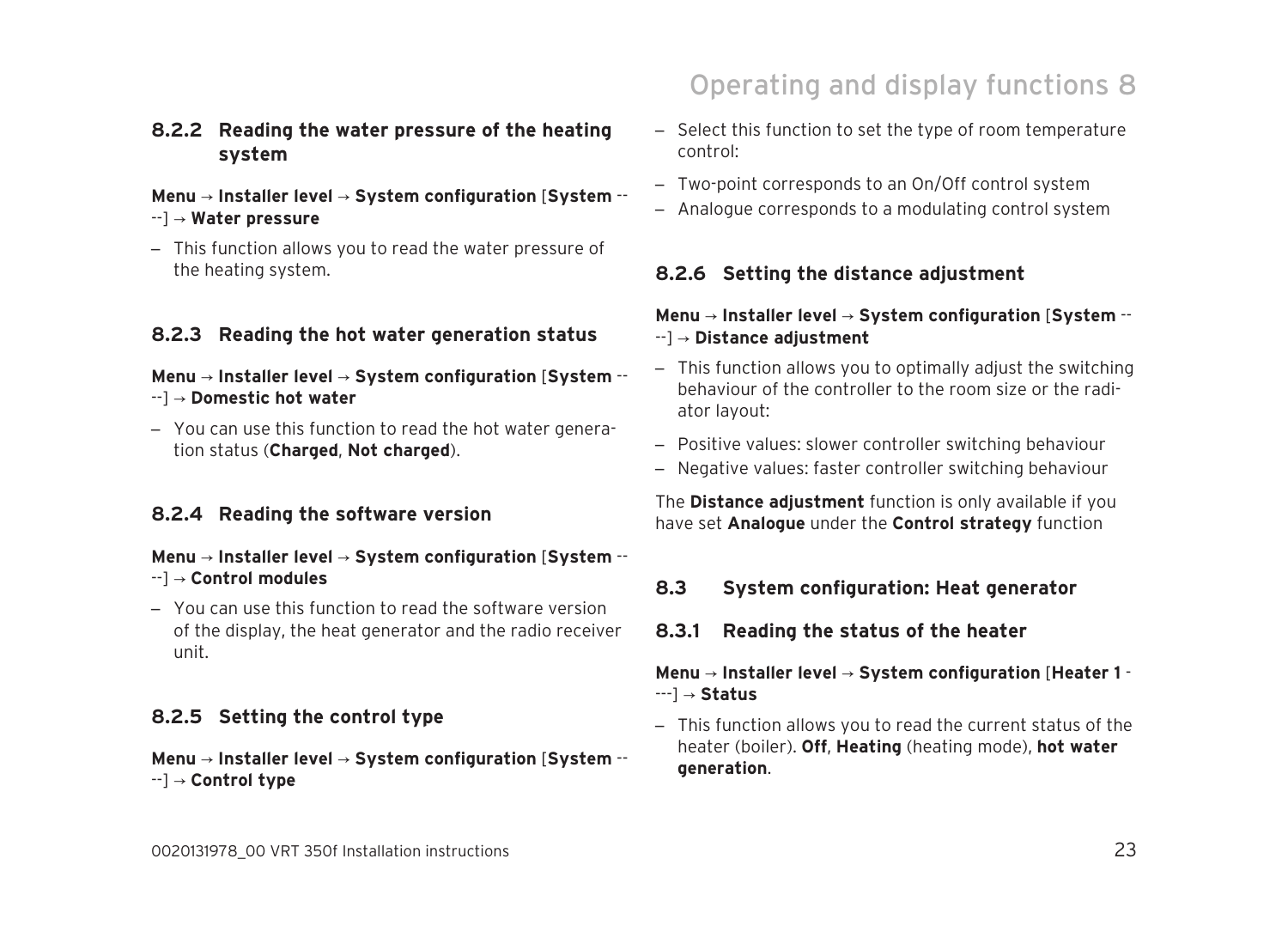### 8.2.2 Reading the water pressure of the heating system

**Menu** → **Installer level** → **System configuration** [**System** ----] → **Water pressure**

– This function allows you to read the water pressure of the heating system.

### 8.2.3 Reading the hot water generation status

**Menu** → **Installer level** → **System configuration** [**System** ----] → **Domestic hot water**

– You can use this function to read the hot water generation status (**Charged**, **Not charged**).

### 8.2.4 Reading the software version

**Menu** → **Installer level** → **System configuration** [**System** ----] → **Control modules**

– You can use this function to read the software version of the display, the heat generator and the radio receiver unit.

### 8.2.5 Setting the control type

**Menu** → **Installer level** → **System configuration** [**System** ----] → **Control type**

– Select this function to set the type of room temperature control:
– Two-point corresponds to an On/Off control system
– Analogue corresponds to a modulating control system

### 8.2.6 Setting the distance adjustment

**Menu** → **Installer level** → **System configuration** [**System** ----] → **Distance adjustment**

– This function allows you to optimally adjust the switching behaviour of the controller to the room size or the radiator layout:
– Positive values: slower controller switching behaviour
– Negative values: faster controller switching behaviour

The **Distance adjustment** function is only available if you have set **Analogue** under the **Control strategy** function

## 8.3 System configuration: Heat generator

### 8.3.1 Reading the status of the heater

**Menu** → **Installer level** → **System configuration** [**Heater 1** ----] → **Status**

– This function allows you to read the current status of the heater (boiler). **Off**, **Heating** (heating mode), **hot water generation**.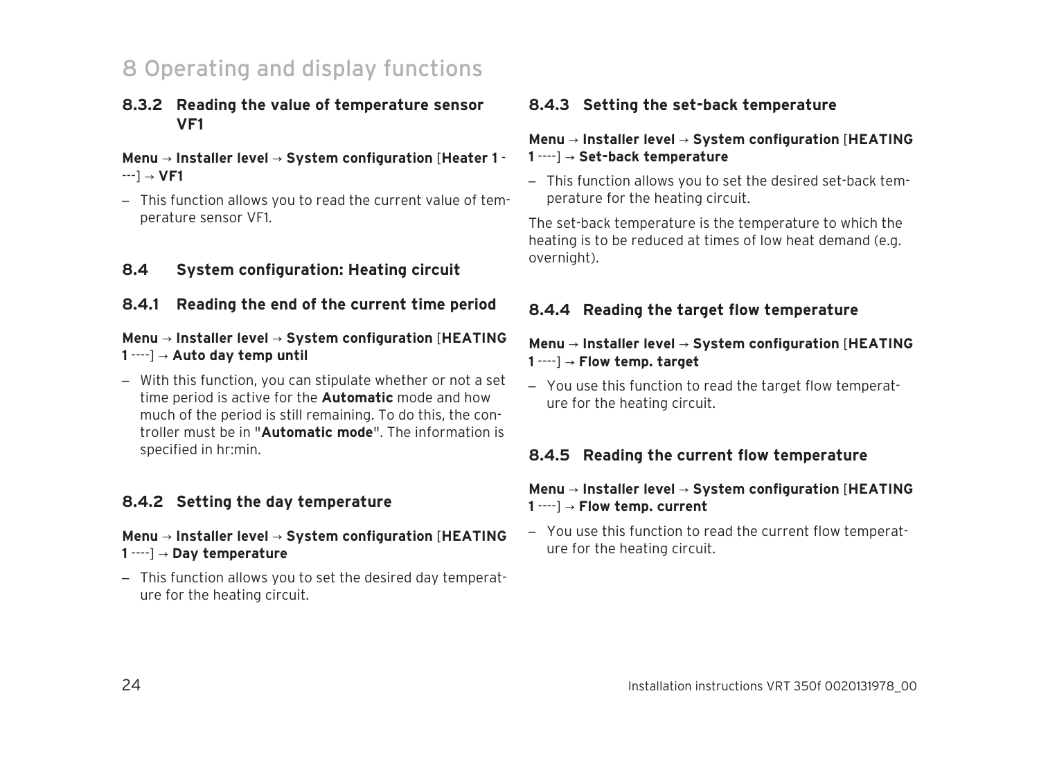# 8 Operating and display functions

### 8.3.2 Reading the value of temperature sensor VF1

**Menu** → **Installer level** → **System configuration** [**Heater 1** ----] → **VF1**

– This function allows you to read the current value of temperature sensor VF1.

## 8.4 System configuration: Heating circuit

### 8.4.1 Reading the end of the current time period

**Menu** → **Installer level** → **System configuration** [**HEATING 1** ----] → **Auto day temp until**

– With this function, you can stipulate whether or not a set time period is active for the **Automatic** mode and how much of the period is still remaining. To do this, the controller must be in "**Automatic mode**". The information is specified in hr:min.

### 8.4.2 Setting the day temperature

**Menu** → **Installer level** → **System configuration** [**HEATING 1** ----] → **Day temperature**

– This function allows you to set the desired day temperature for the heating circuit.

### 8.4.3 Setting the set-back temperature

**Menu** → **Installer level** → **System configuration** [**HEATING 1** ----] → **Set-back temperature**

– This function allows you to set the desired set-back temperature for the heating circuit.

The set-back temperature is the temperature to which the heating is to be reduced at times of low heat demand (e.g. overnight).

### 8.4.4 Reading the target flow temperature

**Menu** → **Installer level** → **System configuration** [**HEATING 1** ----] → **Flow temp. target**

– You use this function to read the target flow temperature for the heating circuit.

### 8.4.5 Reading the current flow temperature

**Menu** → **Installer level** → **System configuration** [**HEATING 1** ----] → **Flow temp. current**

– You use this function to read the current flow temperature for the heating circuit.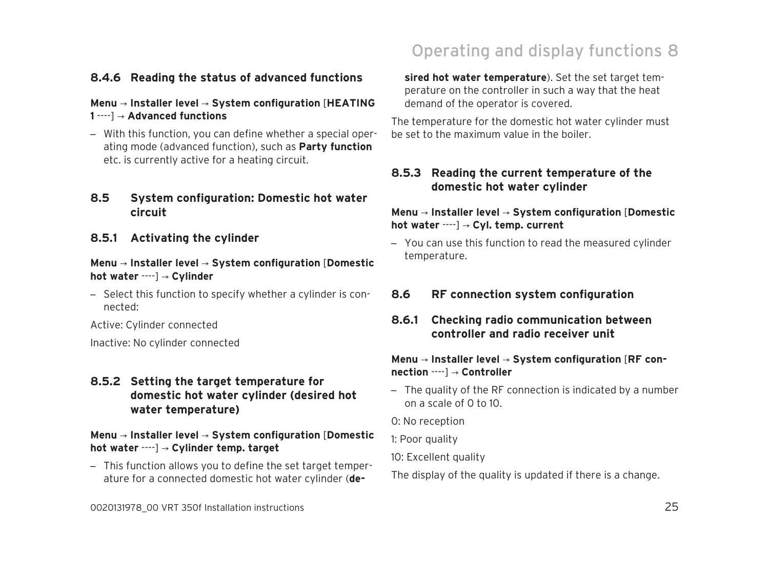#### 8.4.6 Reading the status of advanced functions

**Menu** → **Installer level** → **System configuration** [**HEATING 1** ----] → **Advanced functions**

– With this function, you can define whether a special operating mode (advanced function), such as **Party function** etc. is currently active for a heating circuit.

### 8.5 System configuration: Domestic hot water circuit

#### 8.5.1 Activating the cylinder

**Menu** → **Installer level** → **System configuration** [**Domestic hot water** ----] → **Cylinder**

– Select this function to specify whether a cylinder is connected:

Active: Cylinder connected

Inactive: No cylinder connected

#### 8.5.2 Setting the target temperature for domestic hot water cylinder (desired hot water temperature)

**Menu** → **Installer level** → **System configuration** [**Domestic hot water** ----] → **Cylinder temp. target**

– This function allows you to define the set target temperature for a connected domestic hot water cylinder (**desired hot water temperature**). Set the set target temperature on the controller in such a way that the heat demand of the operator is covered.

The temperature for the domestic hot water cylinder must be set to the maximum value in the boiler.

#### 8.5.3 Reading the current temperature of the domestic hot water cylinder

**Menu** → **Installer level** → **System configuration** [**Domestic hot water** ----] → **Cyl. temp. current**

– You can use this function to read the measured cylinder temperature.

### 8.6 RF connection system configuration

#### 8.6.1 Checking radio communication between controller and radio receiver unit

**Menu** → **Installer level** → **System configuration** [**RF connection** ----] → **Controller**

– The quality of the RF connection is indicated by a number on a scale of 0 to 10.

0: No reception

1: Poor quality

10: Excellent quality

The display of the quality is updated if there is a change.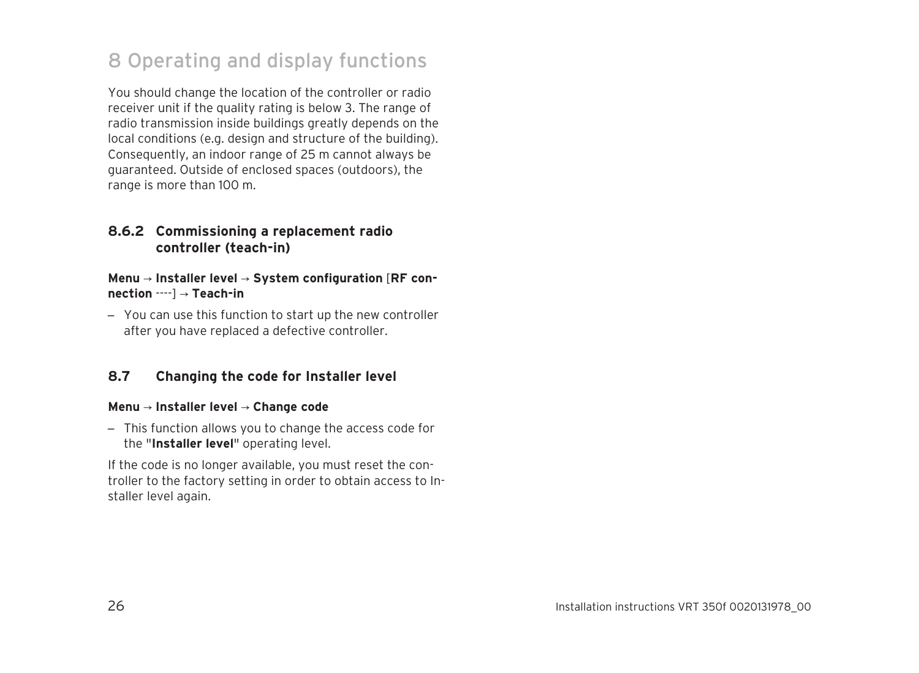# 8 Operating and display functions

You should change the location of the controller or radio receiver unit if the quality rating is below 3. The range of radio transmission inside buildings greatly depends on the local conditions (e.g. design and structure of the building). Consequently, an indoor range of 25 m cannot always be guaranteed. Outside of enclosed spaces (outdoors), the range is more than 100 m.

### 8.6.2 Commissioning a replacement radio controller (teach-in)

**Menu** → **Installer level** → **System configuration** [**RF connection** ----] → **Teach-in**

– You can use this function to start up the new controller after you have replaced a defective controller.

## 8.7 Changing the code for Installer level

**Menu** → **Installer level** → **Change code**

– This function allows you to change the access code for the "**Installer level**" operating level.

If the code is no longer available, you must reset the controller to the factory setting in order to obtain access to Installer level again.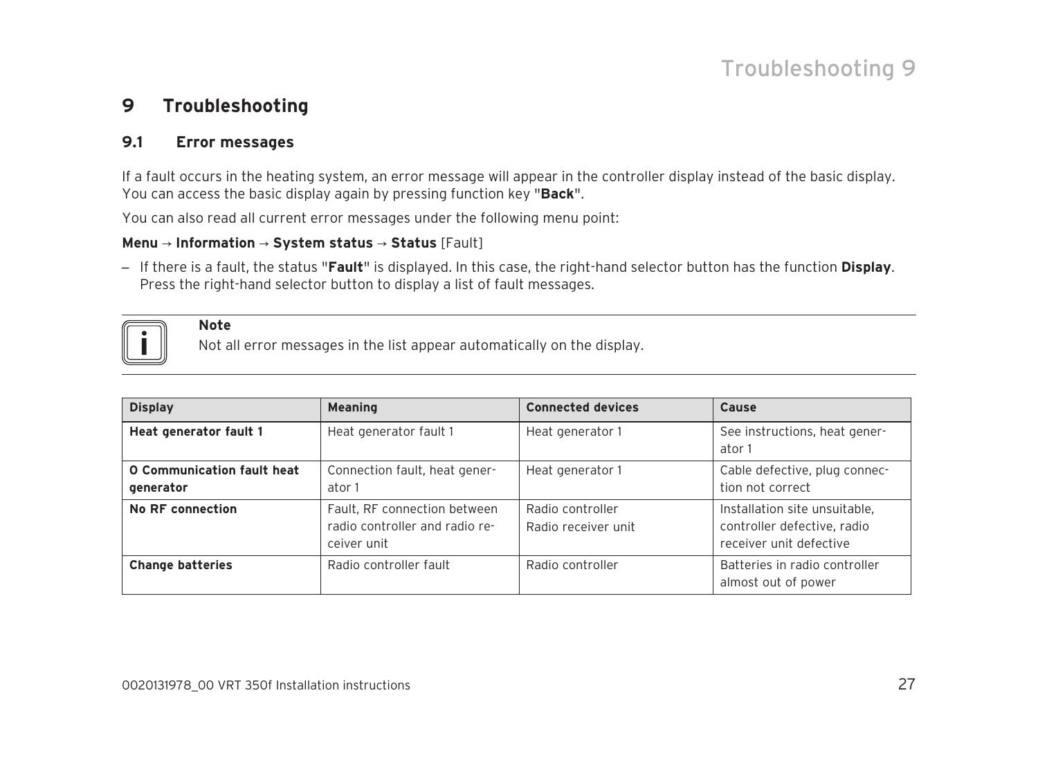# 9 Troubleshooting

## 9.1 Error messages

If a fault occurs in the heating system, an error message will appear in the controller display instead of the basic display. You can access the basic display again by pressing function key "**Back**".

You can also read all current error messages under the following menu point:

**Menu** → **Information** → **System status** → **Status** [Fault]

– If there is a fault, the status "**Fault**" is displayed. In this case, the right-hand selector button has the function **Display**. Press the right-hand selector button to display a list of fault messages.

> **Note**
> Not all error messages in the list appear automatically on the display.

| Display | Meaning | Connected devices | Cause |
| --- | --- | --- | --- |
| **Heat generator fault 1** | Heat generator fault 1 | Heat generator 1 | See instructions, heat generator 1 |
| **0 Communication fault heat generator** | Connection fault, heat generator 1 | Heat generator 1 | Cable defective, plug connection not correct |
| **No RF connection** | Fault, RF connection between radio controller and radio receiver unit | Radio controller<br>Radio receiver unit | Installation site unsuitable, controller defective, radio receiver unit defective |
| **Change batteries** | Radio controller fault | Radio controller | Batteries in radio controller almost out of power |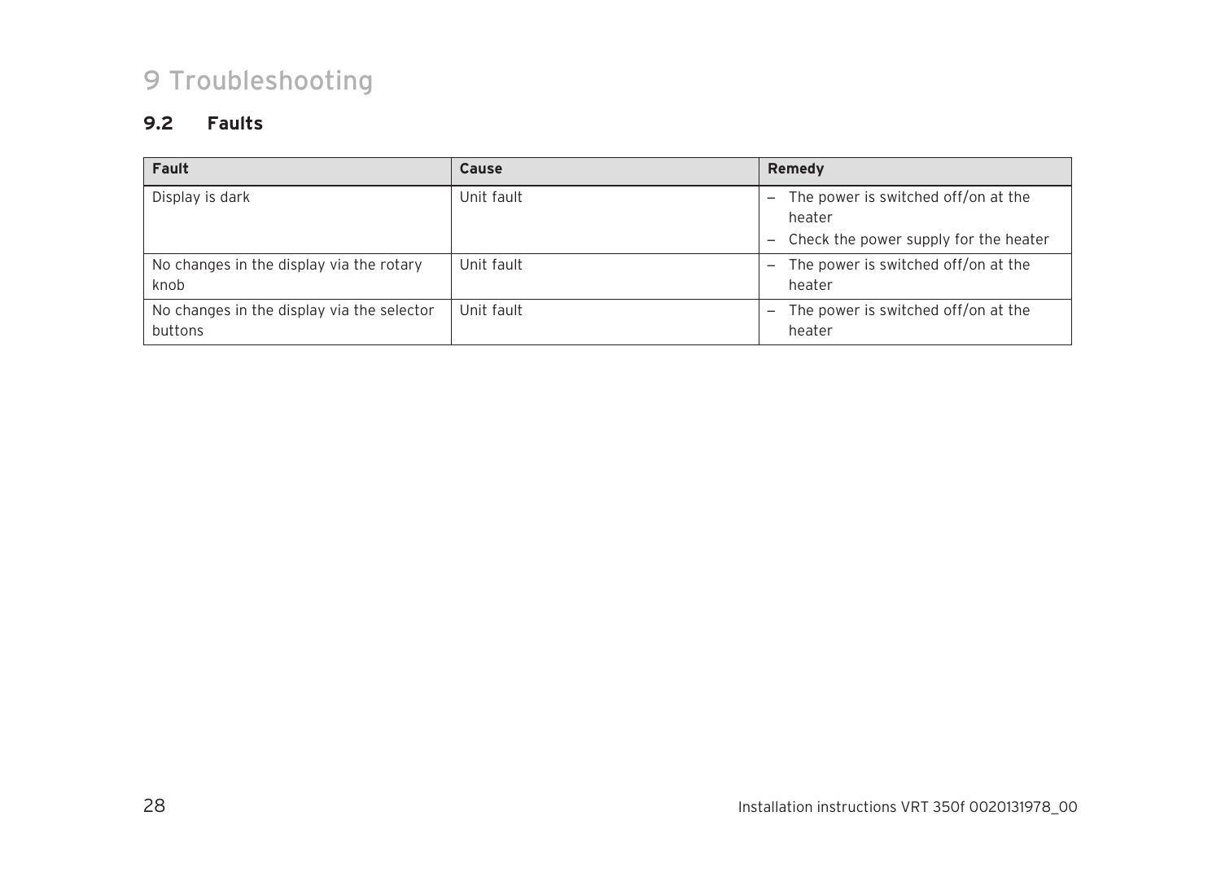# 9 Troubleshooting

## 9.2 Faults

| Fault | Cause | Remedy |
| --- | --- | --- |
| Display is dark | Unit fault | – The power is switched off/on at the heater<br>– Check the power supply for the heater |
| No changes in the display via the rotary knob | Unit fault | – The power is switched off/on at the heater |
| No changes in the display via the selector buttons | Unit fault | – The power is switched off/on at the heater |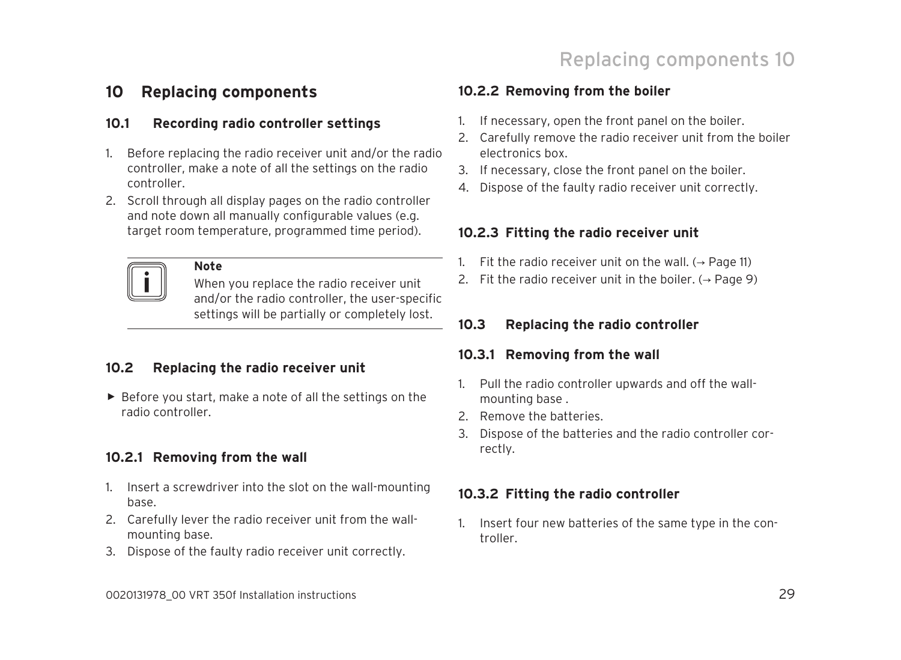# 10 Replacing components

## 10.1 Recording radio controller settings

1. Before replacing the radio receiver unit and/or the radio controller, make a note of all the settings on the radio controller.
2. Scroll through all display pages on the radio controller and note down all manually configurable values (e.g. target room temperature, programmed time period).

> **Note**
> When you replace the radio receiver unit and/or the radio controller, the user-specific settings will be partially or completely lost.

## 10.2 Replacing the radio receiver unit

▶ Before you start, make a note of all the settings on the radio controller.

### 10.2.1 Removing from the wall

1. Insert a screwdriver into the slot on the wall-mounting base.
2. Carefully lever the radio receiver unit from the wall-mounting base.
3. Dispose of the faulty radio receiver unit correctly.

### 10.2.2 Removing from the boiler

1. If necessary, open the front panel on the boiler.
2. Carefully remove the radio receiver unit from the boiler electronics box.
3. If necessary, close the front panel on the boiler.
4. Dispose of the faulty radio receiver unit correctly.

### 10.2.3 Fitting the radio receiver unit

1. Fit the radio receiver unit on the wall. (→ Page 11)
2. Fit the radio receiver unit in the boiler. (→ Page 9)

## 10.3 Replacing the radio controller

### 10.3.1 Removing from the wall

1. Pull the radio controller upwards and off the wall-mounting base .
2. Remove the batteries.
3. Dispose of the batteries and the radio controller correctly.

### 10.3.2 Fitting the radio controller

1. Insert four new batteries of the same type in the controller.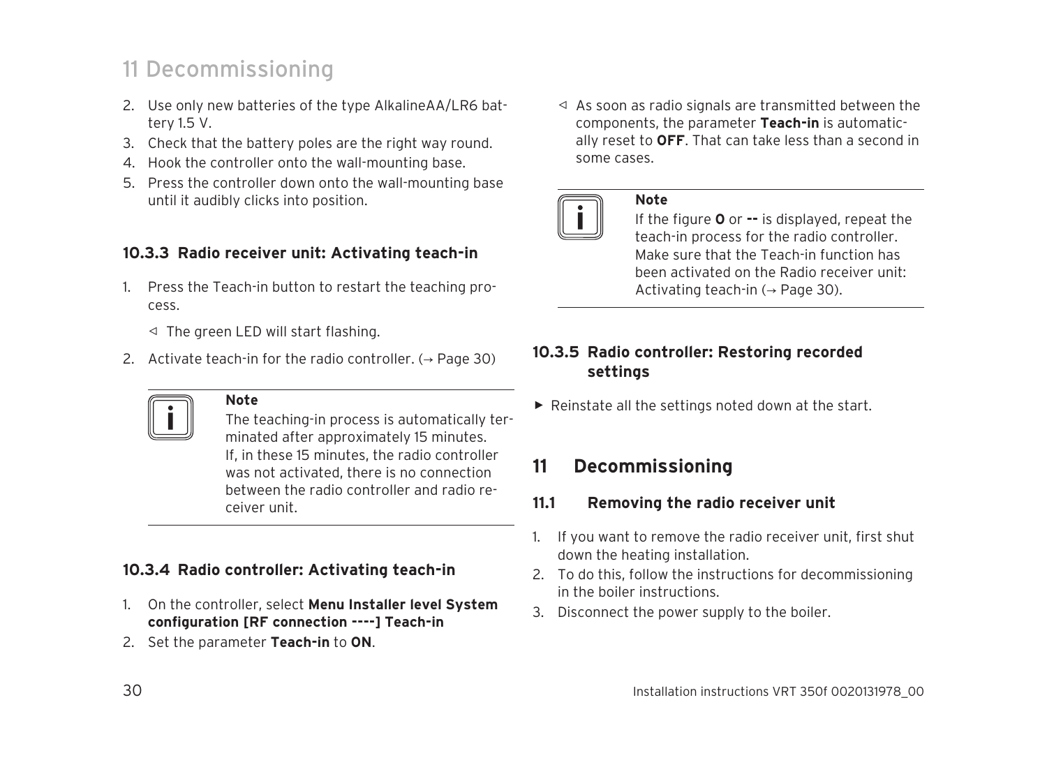2. Use only new batteries of the type AlkalineAA/LR6 battery 1.5 V.
3. Check that the battery poles are the right way round.
4. Hook the controller onto the wall-mounting base.
5. Press the controller down onto the wall-mounting base until it audibly clicks into position.

### 10.3.3 Radio receiver unit: Activating teach-in

1. Press the Teach-in button to restart the teaching process.

   ◁ The green LED will start flashing.

2. Activate teach-in for the radio controller. (→ Page 30)

> **Note**
> The teaching-in process is automatically terminated after approximately 15 minutes. If, in these 15 minutes, the radio controller was not activated, there is no connection between the radio controller and radio receiver unit.

### 10.3.4 Radio controller: Activating teach-in

1. On the controller, select **Menu Installer level System configuration [RF connection ----] Teach-in**
2. Set the parameter **Teach-in** to **ON**.

   ◁ As soon as radio signals are transmitted between the components, the parameter **Teach-in** is automatically reset to **OFF**. That can take less than a second in some cases.

> **Note**
> If the figure **O** or **--** is displayed, repeat the teach-in process for the radio controller. Make sure that the Teach-in function has been activated on the Radio receiver unit: Activating teach-in (→ Page 30).

### 10.3.5 Radio controller: Restoring recorded settings

▶ Reinstate all the settings noted down at the start.

## 11 Decommissioning

### 11.1 Removing the radio receiver unit

1. If you want to remove the radio receiver unit, first shut down the heating installation.
2. To do this, follow the instructions for decommissioning in the boiler instructions.
3. Disconnect the power supply to the boiler.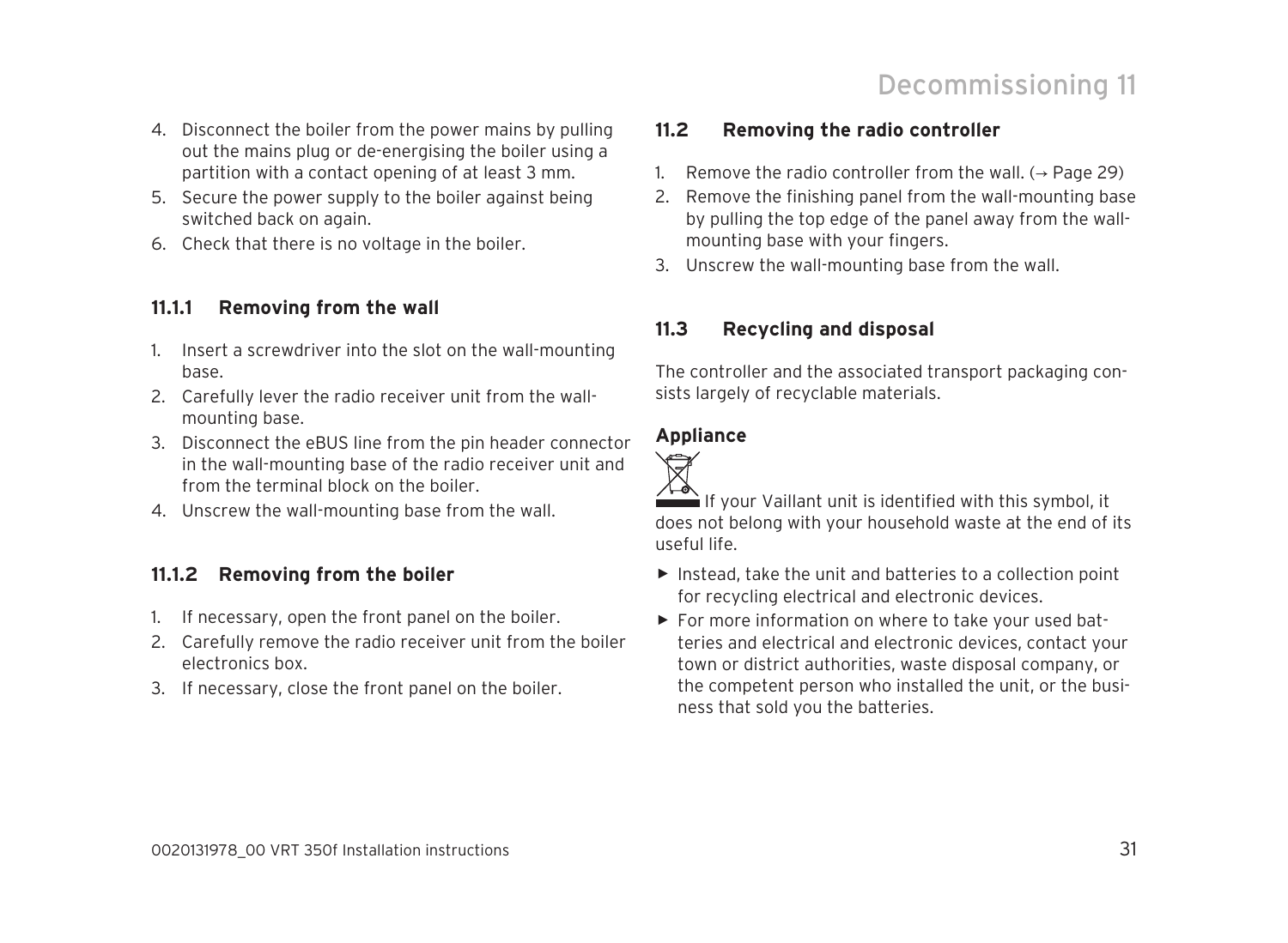4. Disconnect the boiler from the power mains by pulling out the mains plug or de-energising the boiler using a partition with a contact opening of at least 3 mm.
5. Secure the power supply to the boiler against being switched back on again.
6. Check that there is no voltage in the boiler.

### 11.1.1 Removing from the wall

1. Insert a screwdriver into the slot on the wall-mounting base.
2. Carefully lever the radio receiver unit from the wall-mounting base.
3. Disconnect the eBUS line from the pin header connector in the wall-mounting base of the radio receiver unit and from the terminal block on the boiler.
4. Unscrew the wall-mounting base from the wall.

### 11.1.2 Removing from the boiler

1. If necessary, open the front panel on the boiler.
2. Carefully remove the radio receiver unit from the boiler electronics box.
3. If necessary, close the front panel on the boiler.

## 11.2 Removing the radio controller

1. Remove the radio controller from the wall. (→ Page 29)
2. Remove the finishing panel from the wall-mounting base by pulling the top edge of the panel away from the wall-mounting base with your fingers.
3. Unscrew the wall-mounting base from the wall.

## 11.3 Recycling and disposal

The controller and the associated transport packaging consists largely of recyclable materials.

**Appliance**

If your Vaillant unit is identified with this symbol, it does not belong with your household waste at the end of its useful life.

- ▶ Instead, take the unit and batteries to a collection point for recycling electrical and electronic devices.
- ▶ For more information on where to take your used batteries and electrical and electronic devices, contact your town or district authorities, waste disposal company, or the competent person who installed the unit, or the business that sold you the batteries.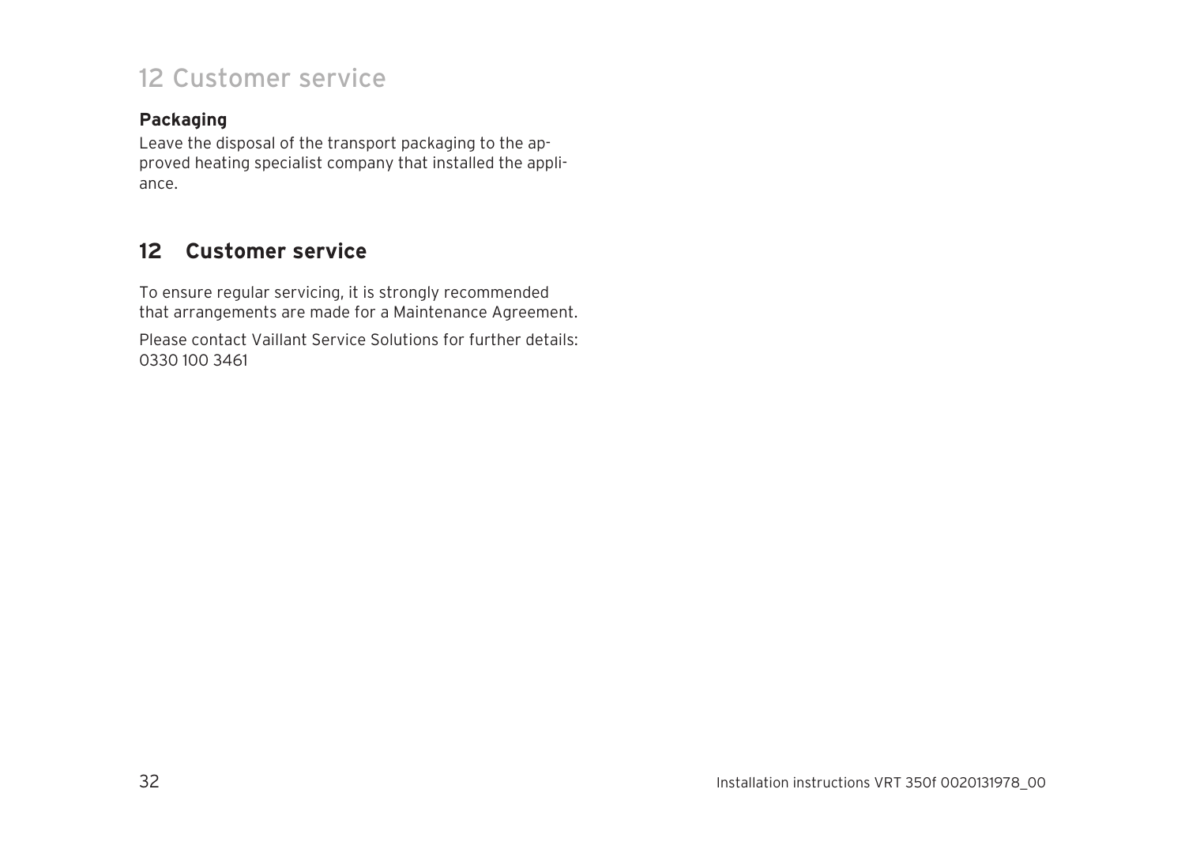**Packaging**

Leave the disposal of the transport packaging to the approved heating specialist company that installed the appliance.

## 12 Customer service

To ensure regular servicing, it is strongly recommended that arrangements are made for a Maintenance Agreement.

Please contact Vaillant Service Solutions for further details: 0330 100 3461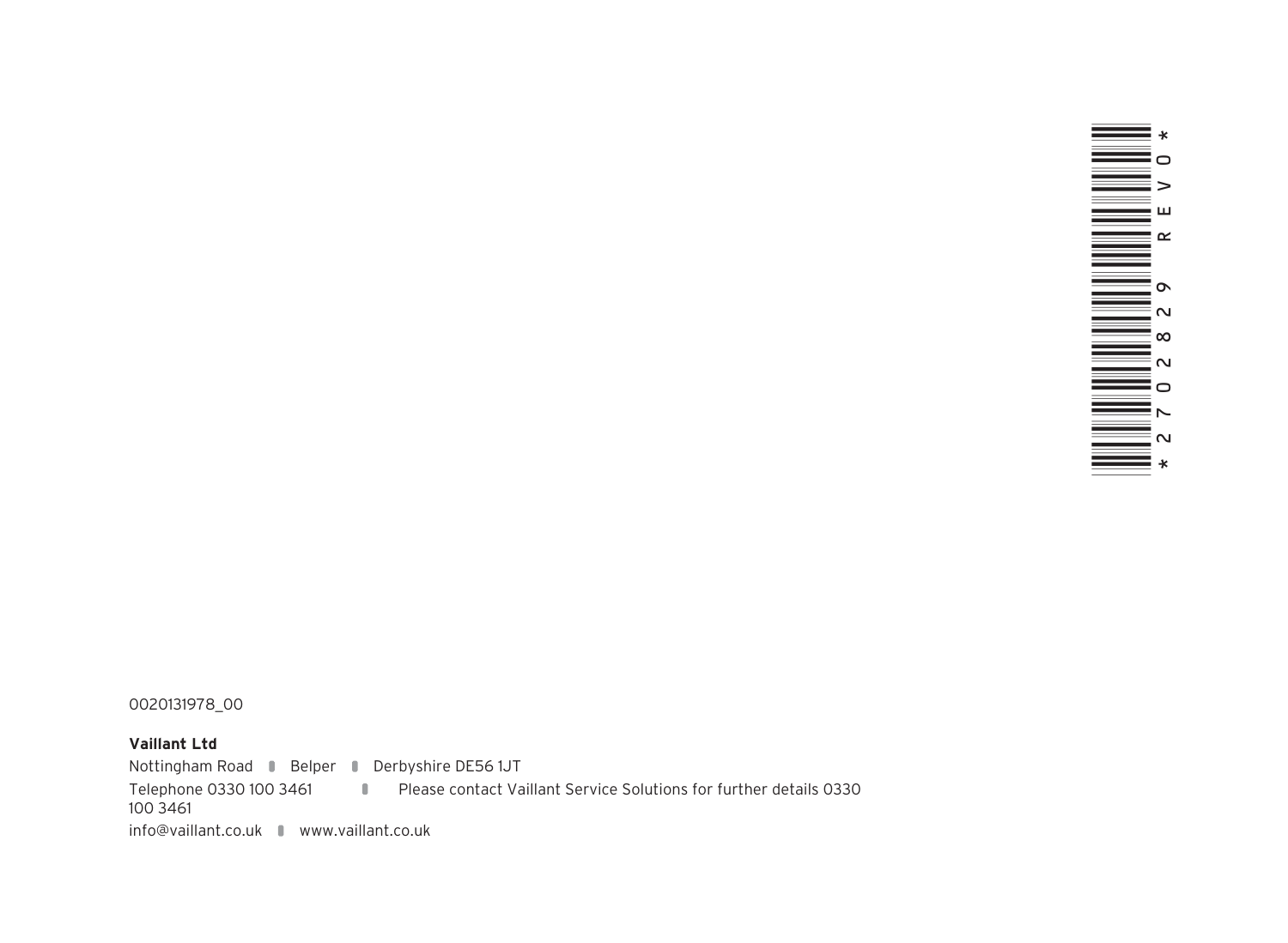*2702829 REV0*

0020131978_00

**Vaillant Ltd**

Nottingham Road ▮ Belper ▮ Derbyshire DE56 1JT

Telephone 0330 100 3461 ▮ Please contact Vaillant Service Solutions for further details 0330 100 3461

info@vaillant.co.uk ▮ www.vaillant.co.uk